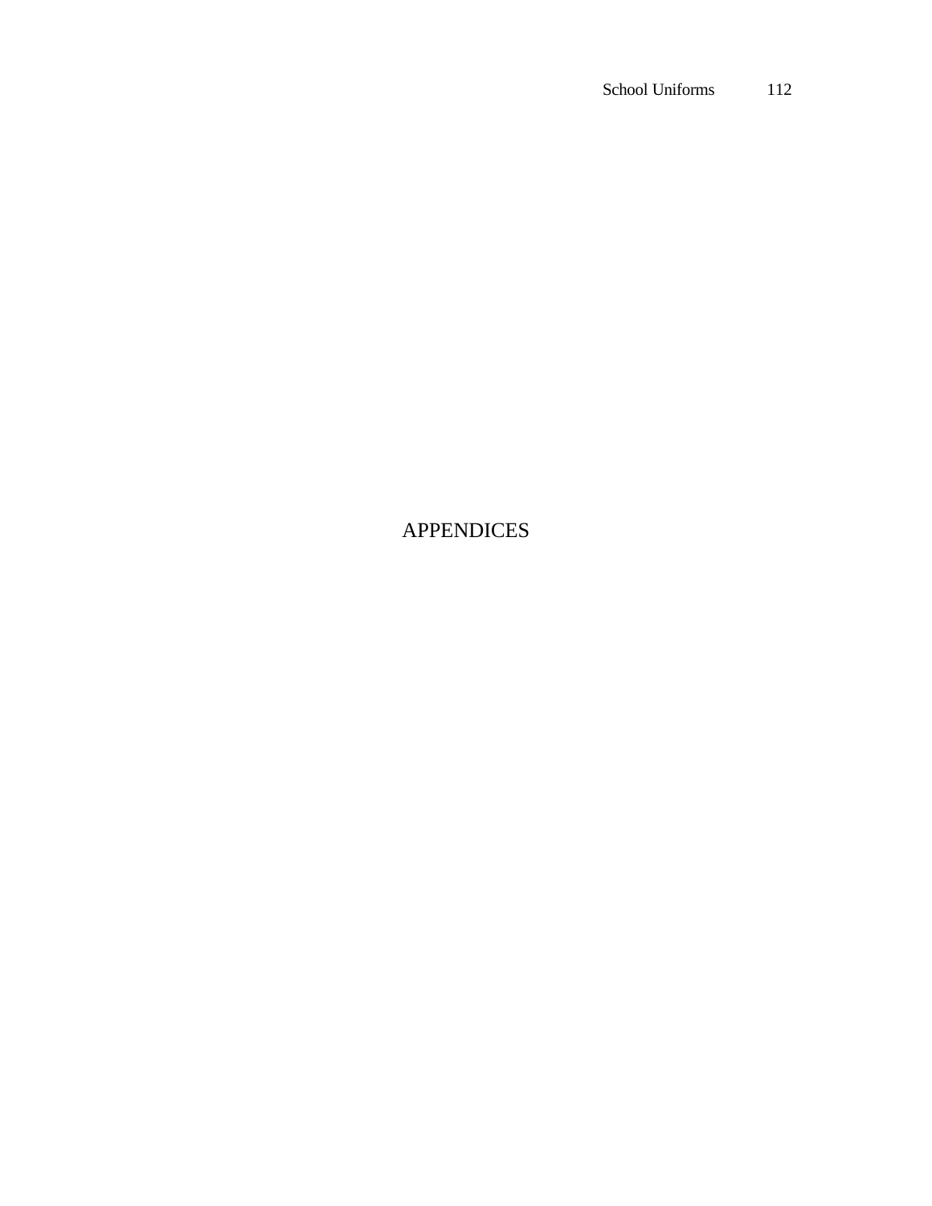# APPENDICES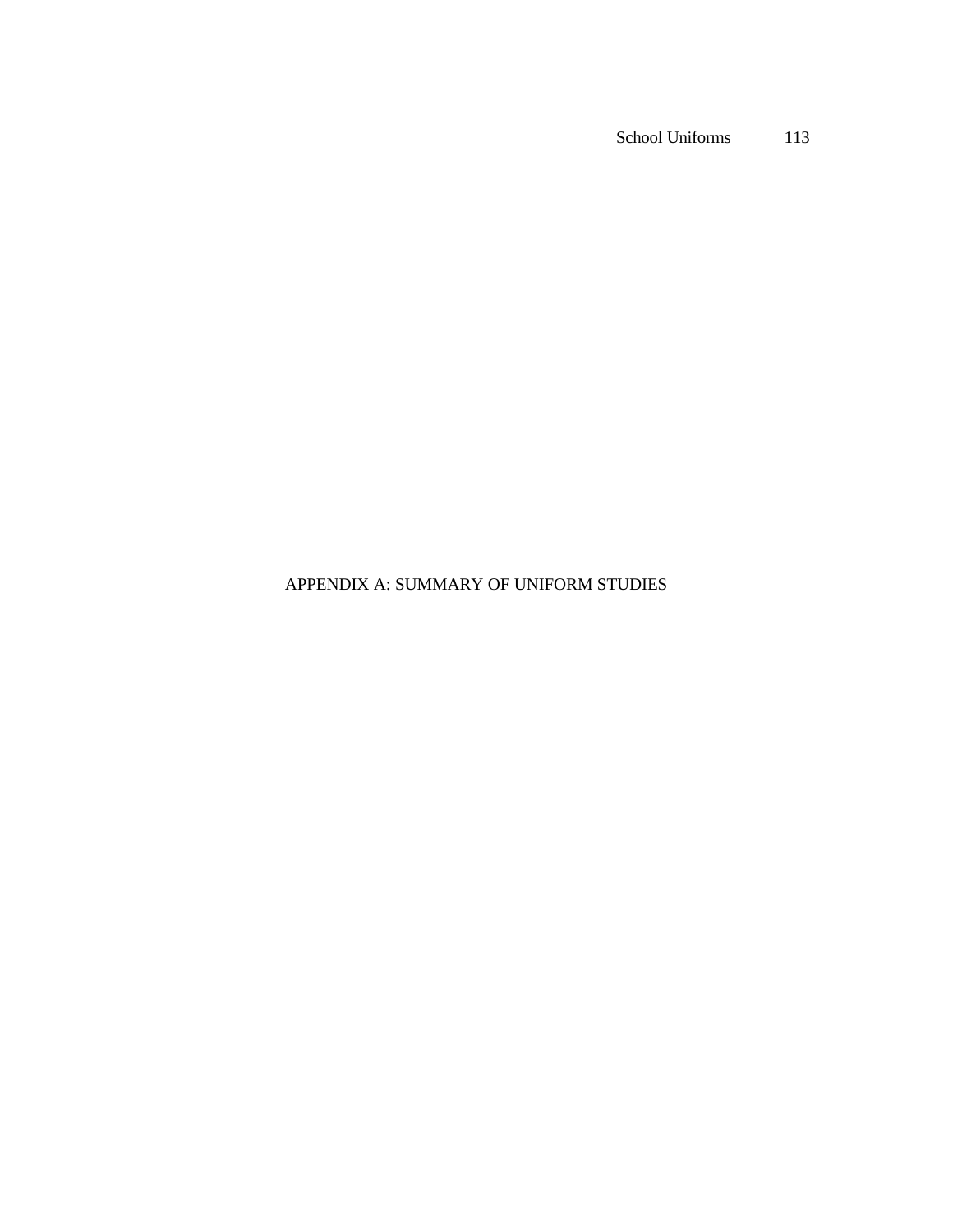# APPENDIX A: SUMMARY OF UNIFORM STUDIES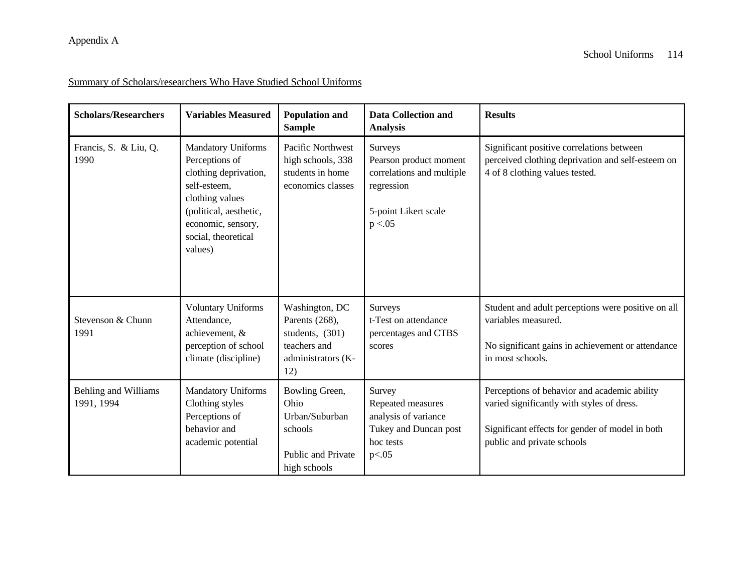Appendix A

Summary of Scholars/researchers Who Have Studied School Uniforms

| Scholars/Researchers | Variables Measured | Population and Sample | Data Collection and Analysis | Results |
|---|---|---|---|---|
| Francis, S. & Liu, Q. 1990 | Mandatory Uniforms<br>Perceptions of clothing deprivation, self-esteem, clothing values (political, aesthetic, economic, sensory, social, theoretical values) | Pacific Northwest high schools, 338 students in home economics classes | Surveys<br>Pearson product moment correlations and multiple regression<br><br>5-point Likert scale<br>$p < .05$ | Significant positive correlations between perceived clothing deprivation and self-esteem on 4 of 8 clothing values tested. |
| Stevenson & Chunn 1991 | Voluntary Uniforms<br>Attendance, achievement, & perception of school climate (discipline) | Washington, DC Parents (268), students, (301) teachers and administrators (K-12) | Surveys<br>t-Test on attendance percentages and CTBS scores | Student and adult perceptions were positive on all variables measured.<br><br>No significant gains in achievement or attendance in most schools. |
| Behling and Williams 1991, 1994 | Mandatory Uniforms<br>Clothing styles<br>Perceptions of behavior and academic potential | Bowling Green, Ohio<br>Urban/Suburban schools<br><br>Public and Private high schools | Survey<br>Repeated measures analysis of variance<br>Tukey and Duncan post hoc tests<br>$p < .05$ | Perceptions of behavior and academic ability varied significantly with styles of dress.<br><br>Significant effects for gender of model in both public and private schools |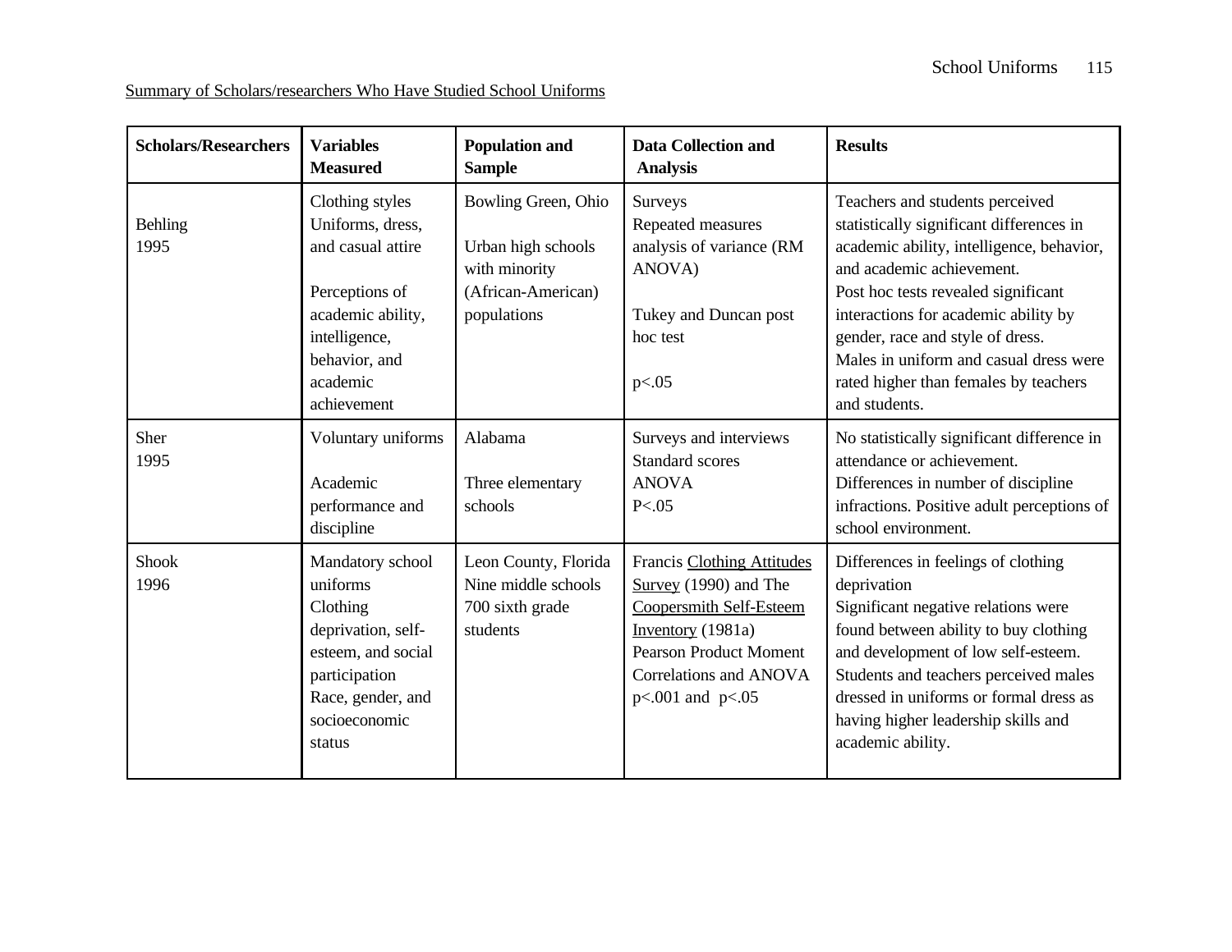Summary of Scholars/researchers Who Have Studied School Uniforms

| Scholars/Researchers | Variables Measured | Population and Sample | Data Collection and Analysis | Results |
|---|---|---|---|---|
| Behling 1995 | Clothing styles Uniforms, dress, and casual attire<br><br>Perceptions of academic ability, intelligence, behavior, and academic achievement | Bowling Green, Ohio<br><br>Urban high schools with minority (African-American) populations | Surveys<br>Repeated measures analysis of variance (RM ANOVA)<br><br>Tukey and Duncan post hoc test<br><br>$p<.05$ | Teachers and students perceived statistically significant differences in academic ability, intelligence, behavior, and academic achievement.<br>Post hoc tests revealed significant interactions for academic ability by gender, race and style of dress.<br>Males in uniform and casual dress were rated higher than females by teachers and students. |
| Sher 1995 | Voluntary uniforms<br><br>Academic performance and discipline | Alabama<br><br>Three elementary schools | Surveys and interviews<br>Standard scores<br>ANOVA<br>$P<.05$ | No statistically significant difference in attendance or achievement.<br>Differences in number of discipline infractions. Positive adult perceptions of school environment. |
| Shook 1996 | Mandatory school uniforms<br>Clothing deprivation, self-esteem, and social participation<br>Race, gender, and socioeconomic status | Leon County, Florida<br>Nine middle schools<br>700 sixth grade students | Francis Clothing Attitudes Survey (1990) and The Coopersmith Self-Esteem Inventory (1981a)<br>Pearson Product Moment Correlations and ANOVA<br>$p<.001$ and $p<.05$ | Differences in feelings of clothing deprivation<br>Significant negative relations were found between ability to buy clothing and development of low self-esteem.<br>Students and teachers perceived males dressed in uniforms or formal dress as having higher leadership skills and academic ability. |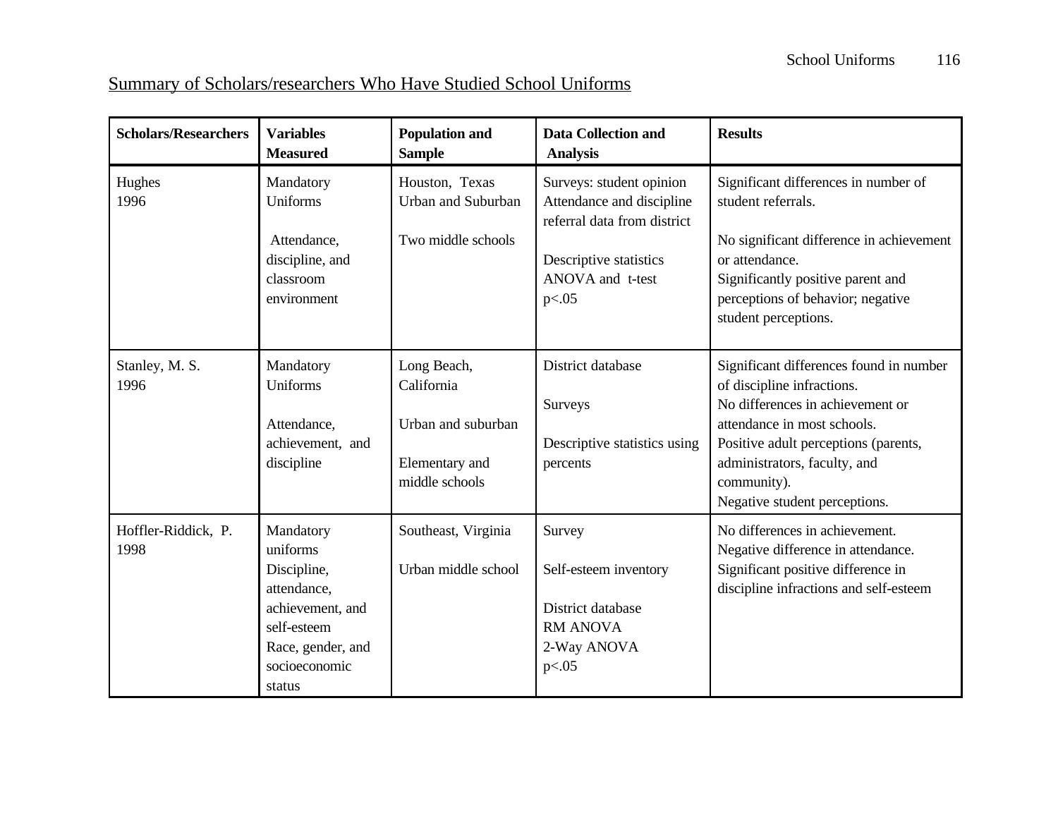Summary of Scholars/researchers Who Have Studied School Uniforms

| Scholars/Researchers | Variables Measured | Population and Sample | Data Collection and Analysis | Results |
|---|---|---|---|---|
| Hughes 1996 | Mandatory Uniforms <br><br> Attendance, discipline, and classroom environment | Houston, Texas Urban and Suburban <br><br> Two middle schools | Surveys: student opinion Attendance and discipline referral data from district <br><br> Descriptive statistics ANOVA and t-test $p<.05$ | Significant differences in number of student referrals. <br><br> No significant difference in achievement or attendance. <br> Significantly positive parent and perceptions of behavior; negative student perceptions. |
| Stanley, M. S. 1996 | Mandatory Uniforms <br><br> Attendance, achievement, and discipline | Long Beach, California <br><br> Urban and suburban <br><br> Elementary and middle schools | District database <br><br> Surveys <br><br> Descriptive statistics using percents | Significant differences found in number of discipline infractions. <br> No differences in achievement or attendance in most schools. <br> Positive adult perceptions (parents, administrators, faculty, and community). <br> Negative student perceptions. |
| Hoffler-Riddick, P. 1998 | Mandatory uniforms <br> Discipline, attendance, achievement, and self-esteem <br> Race, gender, and socioeconomic status | Southeast, Virginia <br><br> Urban middle school | Survey <br><br> Self-esteem inventory <br><br> District database <br> RM ANOVA <br> 2-Way ANOVA <br> $p<.05$ | No differences in achievement. <br> Negative difference in attendance. <br> Significant positive difference in discipline infractions and self-esteem |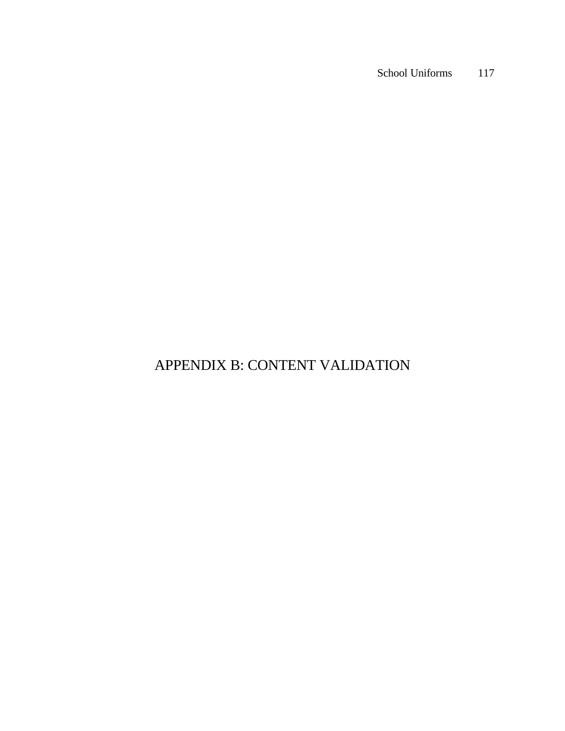# APPENDIX B: CONTENT VALIDATION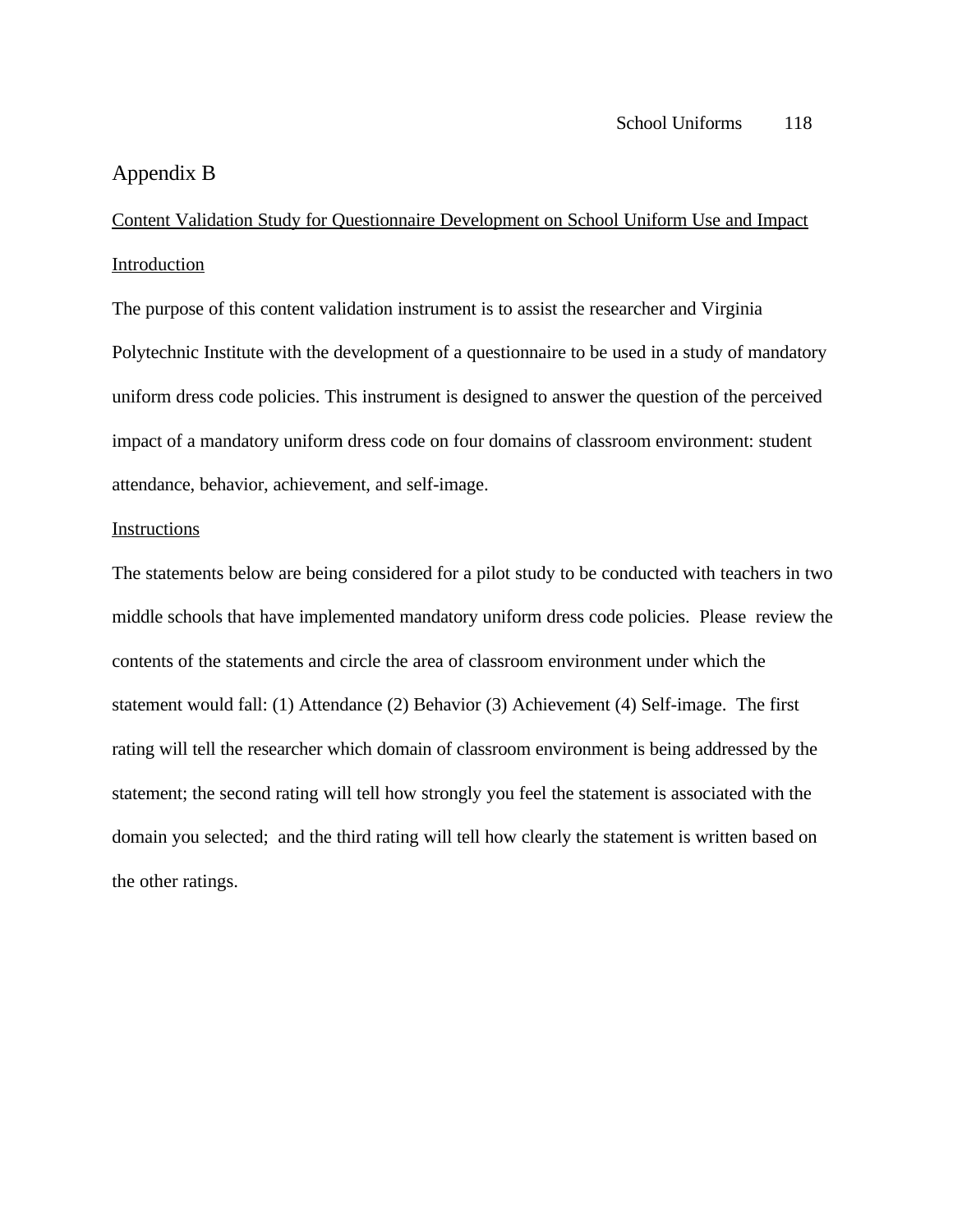# Appendix B

Content Validation Study for Questionnaire Development on School Uniform Use and Impact

Introduction

The purpose of this content validation instrument is to assist the researcher and Virginia Polytechnic Institute with the development of a questionnaire to be used in a study of mandatory uniform dress code policies. This instrument is designed to answer the question of the perceived impact of a mandatory uniform dress code on four domains of classroom environment: student attendance, behavior, achievement, and self-image.

Instructions

The statements below are being considered for a pilot study to be conducted with teachers in two middle schools that have implemented mandatory uniform dress code policies. Please review the contents of the statements and circle the area of classroom environment under which the statement would fall: (1) Attendance (2) Behavior (3) Achievement (4) Self-image. The first rating will tell the researcher which domain of classroom environment is being addressed by the statement; the second rating will tell how strongly you feel the statement is associated with the domain you selected; and the third rating will tell how clearly the statement is written based on the other ratings.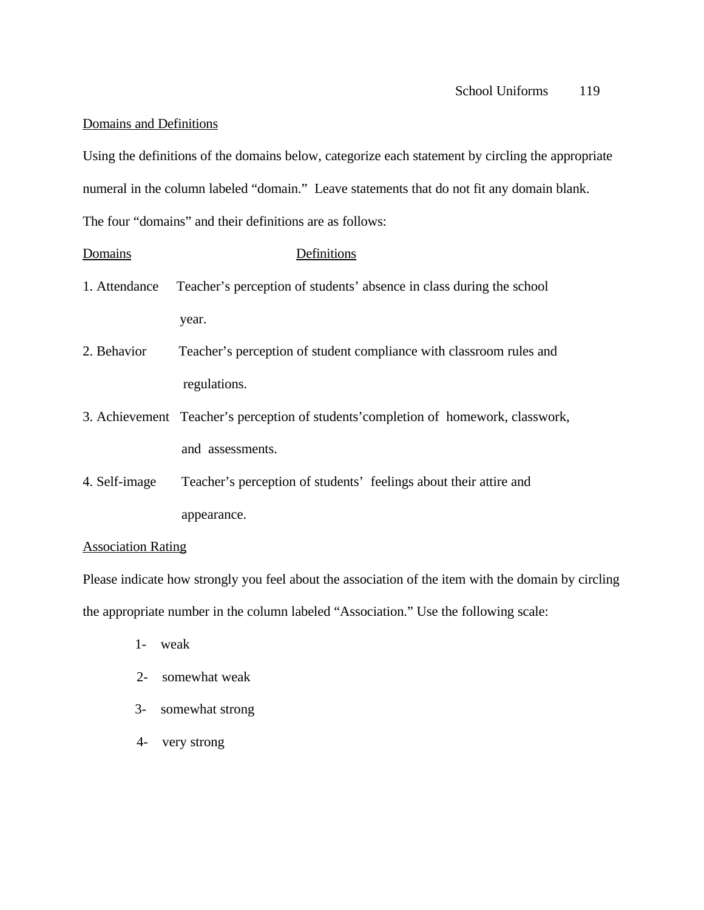<u>Domains and Definitions</u>

Using the definitions of the domains below, categorize each statement by circling the appropriate numeral in the column labeled "domain." Leave statements that do not fit any domain blank. The four "domains" and their definitions are as follows:

| Domains | Definitions |
|---|---|
| 1. Attendance | Teacher's perception of students' absence in class during the school year. |
| 2. Behavior | Teacher's perception of student compliance with classroom rules and regulations. |
| 3. Achievement | Teacher's perception of students'completion of homework, classwork, and assessments. |
| 4. Self-image | Teacher's perception of students' feelings about their attire and appearance. |

<u>Association Rating</u>

Please indicate how strongly you feel about the association of the item with the domain by circling the appropriate number in the column labeled "Association." Use the following scale:

1- weak

2- somewhat weak

3- somewhat strong

4- very strong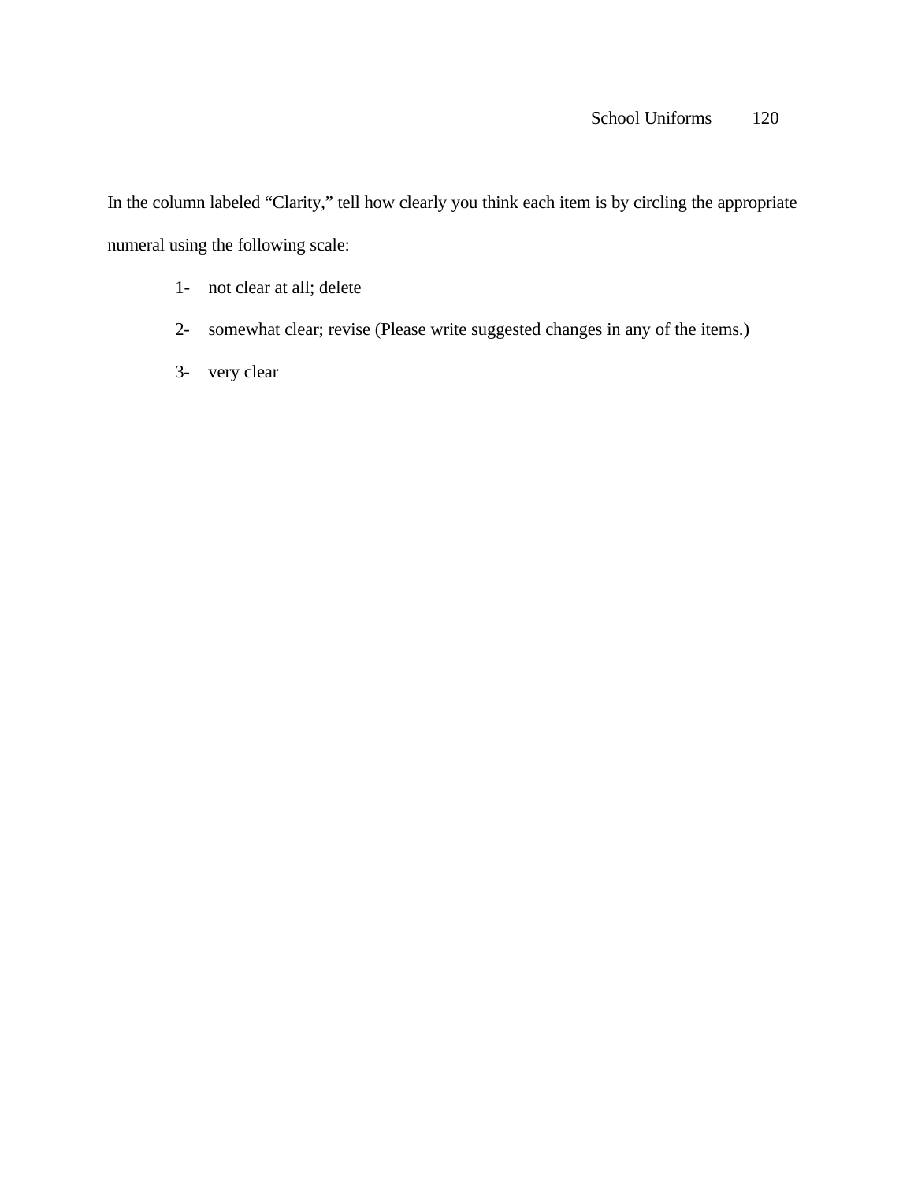In the column labeled "Clarity," tell how clearly you think each item is by circling the appropriate numeral using the following scale:

1- not clear at all; delete

2- somewhat clear; revise (Please write suggested changes in any of the items.)

3- very clear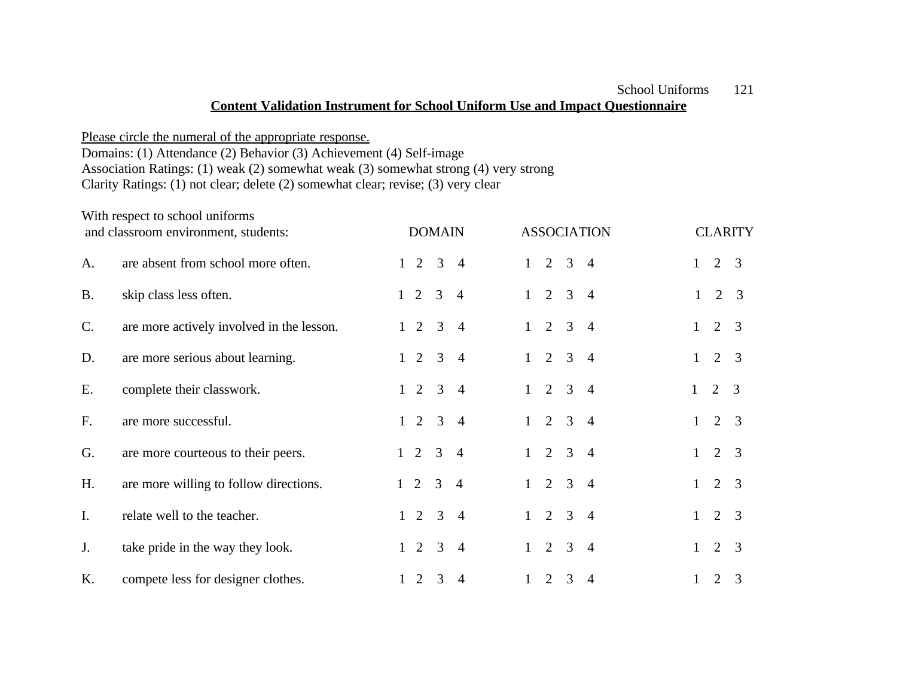**Content Validation Instrument for School Uniform Use and Impact Questionnaire**

Please circle the numeral of the appropriate response.
Domains: (1) Attendance (2) Behavior (3) Achievement (4) Self-image
Association Ratings: (1) weak (2) somewhat weak (3) somewhat strong (4) very strong
Clarity Ratings: (1) not clear; delete (2) somewhat clear; revise; (3) very clear

| With respect to school uniforms and classroom environment, students: | DOMAIN | ASSOCIATION | CLARITY |
|---|---|---|---|
| A. are absent from school more often. | 1 2 3 4 | 1 2 3 4 | 1 2 3 |
| B. skip class less often. | 1 2 3 4 | 1 2 3 4 | 1 2 3 |
| C. are more actively involved in the lesson. | 1 2 3 4 | 1 2 3 4 | 1 2 3 |
| D. are more serious about learning. | 1 2 3 4 | 1 2 3 4 | 1 2 3 |
| E. complete their classwork. | 1 2 3 4 | 1 2 3 4 | 1 2 3 |
| F. are more successful. | 1 2 3 4 | 1 2 3 4 | 1 2 3 |
| G. are more courteous to their peers. | 1 2 3 4 | 1 2 3 4 | 1 2 3 |
| H. are more willing to follow directions. | 1 2 3 4 | 1 2 3 4 | 1 2 3 |
| I. relate well to the teacher. | 1 2 3 4 | 1 2 3 4 | 1 2 3 |
| J. take pride in the way they look. | 1 2 3 4 | 1 2 3 4 | 1 2 3 |
| K. compete less for designer clothes. | 1 2 3 4 | 1 2 3 4 | 1 2 3 |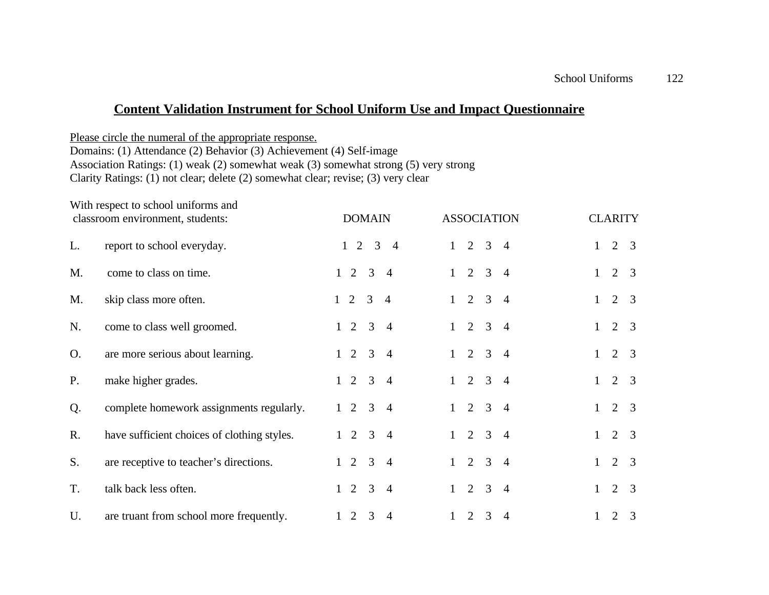# Content Validation Instrument for School Uniform Use and Impact Questionnaire

Please circle the numeral of the appropriate response.
Domains: (1) Attendance (2) Behavior (3) Achievement (4) Self-image
Association Ratings: (1) weak (2) somewhat weak (3) somewhat strong (5) very strong
Clarity Ratings: (1) not clear; delete (2) somewhat clear; revise; (3) very clear

| | With respect to school uniforms and classroom environment, students: | DOMAIN | ASSOCIATION | CLARITY |
|---|---|---|---|---|
| L. | report to school everyday. | 1 2 3 4 | 1 2 3 4 | 1 2 3 |
| M. | come to class on time. | 1 2 3 4 | 1 2 3 4 | 1 2 3 |
| M. | skip class more often. | 1 2 3 4 | 1 2 3 4 | 1 2 3 |
| N. | come to class well groomed. | 1 2 3 4 | 1 2 3 4 | 1 2 3 |
| O. | are more serious about learning. | 1 2 3 4 | 1 2 3 4 | 1 2 3 |
| P. | make higher grades. | 1 2 3 4 | 1 2 3 4 | 1 2 3 |
| Q. | complete homework assignments regularly. | 1 2 3 4 | 1 2 3 4 | 1 2 3 |
| R. | have sufficient choices of clothing styles. | 1 2 3 4 | 1 2 3 4 | 1 2 3 |
| S. | are receptive to teacher's directions. | 1 2 3 4 | 1 2 3 4 | 1 2 3 |
| T. | talk back less often. | 1 2 3 4 | 1 2 3 4 | 1 2 3 |
| U. | are truant from school more frequently. | 1 2 3 4 | 1 2 3 4 | 1 2 3 |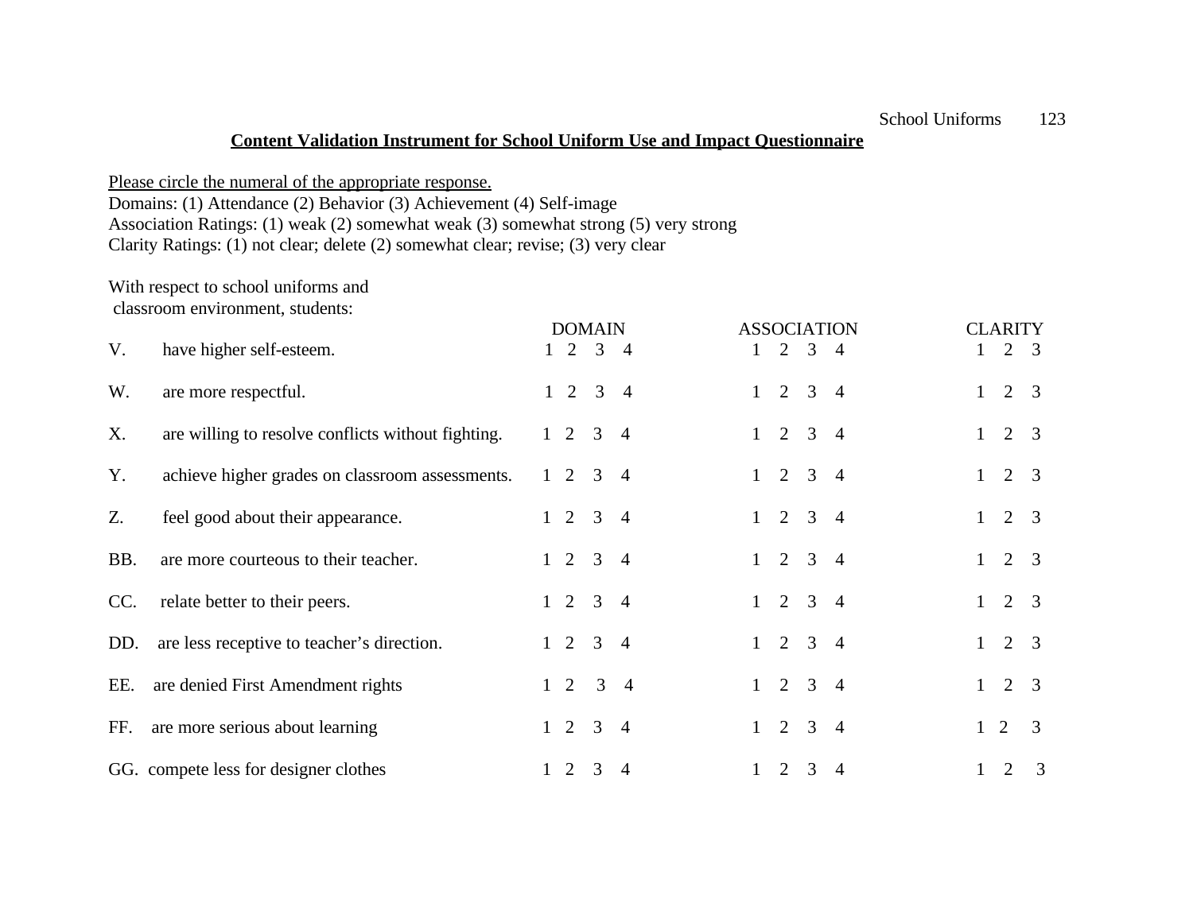**Content Validation Instrument for School Uniform Use and Impact Questionnaire**

Please circle the numeral of the appropriate response.
Domains: (1) Attendance (2) Behavior (3) Achievement (4) Self-image
Association Ratings: (1) weak (2) somewhat weak (3) somewhat strong (5) very strong
Clarity Ratings: (1) not clear; delete (2) somewhat clear; revise; (3) very clear

With respect to school uniforms and classroom environment, students:

| | | DOMAIN | ASSOCIATION | CLARITY |
|---|---|---|---|---|
| V. | have higher self-esteem. | 1 2 3 4 | 1 2 3 4 | 1 2 3 |
| W. | are more respectful. | 1 2 3 4 | 1 2 3 4 | 1 2 3 |
| X. | are willing to resolve conflicts without fighting. | 1 2 3 4 | 1 2 3 4 | 1 2 3 |
| Y. | achieve higher grades on classroom assessments. | 1 2 3 4 | 1 2 3 4 | 1 2 3 |
| Z. | feel good about their appearance. | 1 2 3 4 | 1 2 3 4 | 1 2 3 |
| BB. | are more courteous to their teacher. | 1 2 3 4 | 1 2 3 4 | 1 2 3 |
| CC. | relate better to their peers. | 1 2 3 4 | 1 2 3 4 | 1 2 3 |
| DD. | are less receptive to teacher's direction. | 1 2 3 4 | 1 2 3 4 | 1 2 3 |
| EE. | are denied First Amendment rights | 1 2 3 4 | 1 2 3 4 | 1 2 3 |
| FF. | are more serious about learning | 1 2 3 4 | 1 2 3 4 | 1 2 3 |
| GG. | compete less for designer clothes | 1 2 3 4 | 1 2 3 4 | 1 2 3 |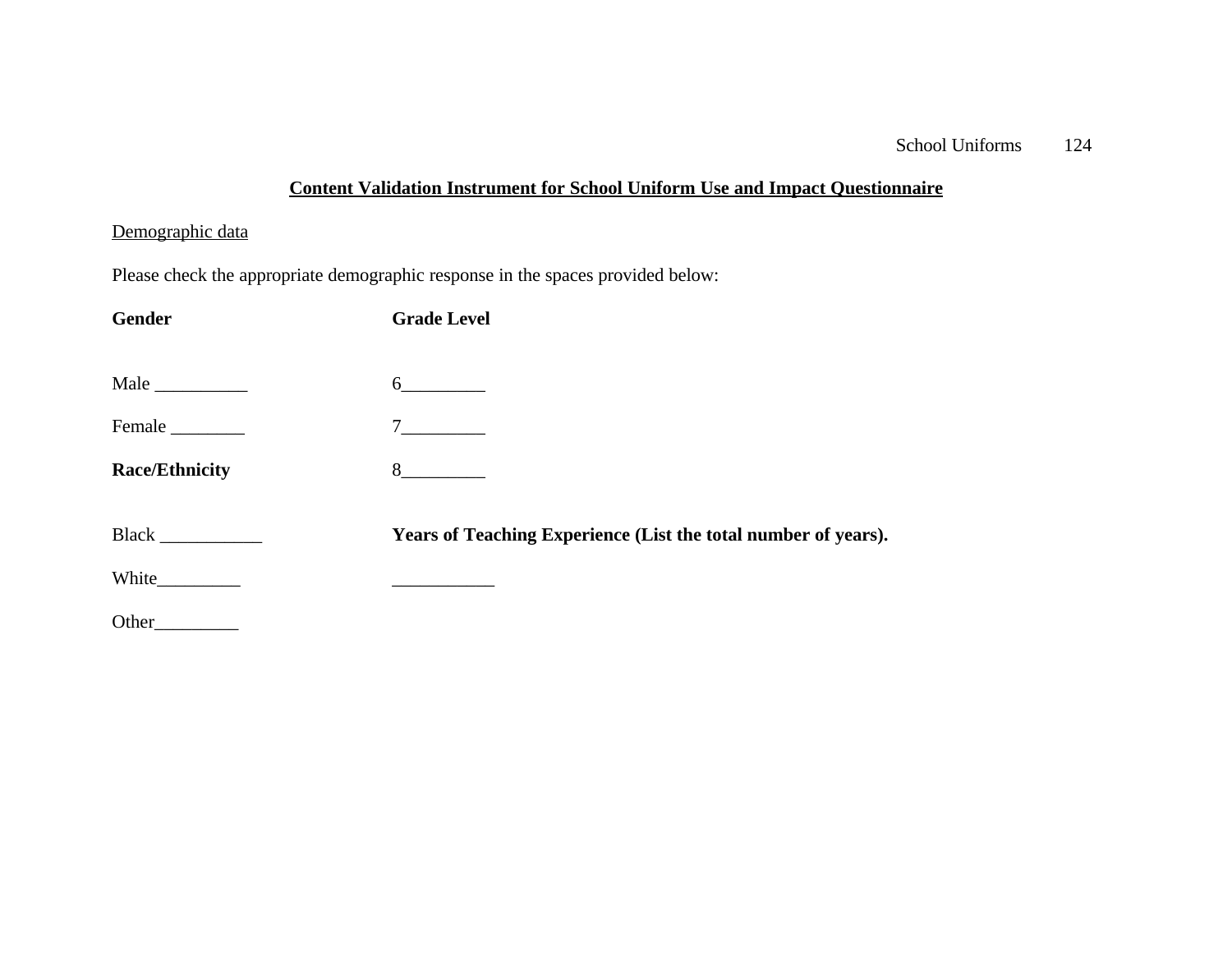**<u>Content Validation Instrument for School Uniform Use and Impact Questionnaire</u>**

<u>Demographic data</u>

Please check the appropriate demographic response in the spaces provided below:

**Gender**

Male __________

Female ________

**Race/Ethnicity**

Black ___________

White_________

Other_________

**Grade Level**

6_________

7_________

8_________

**Years of Teaching Experience (List the total number of years).**

___________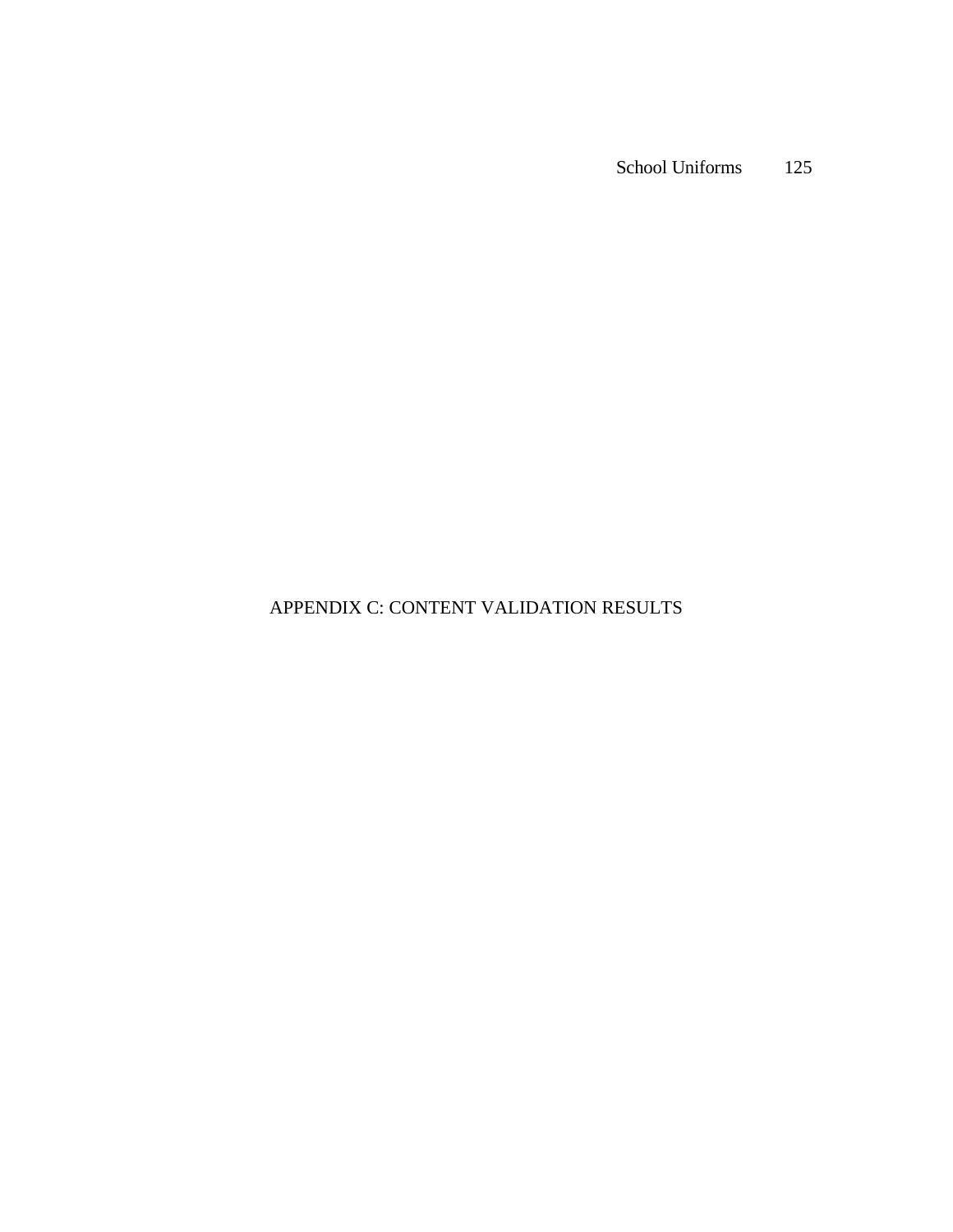# APPENDIX C: CONTENT VALIDATION RESULTS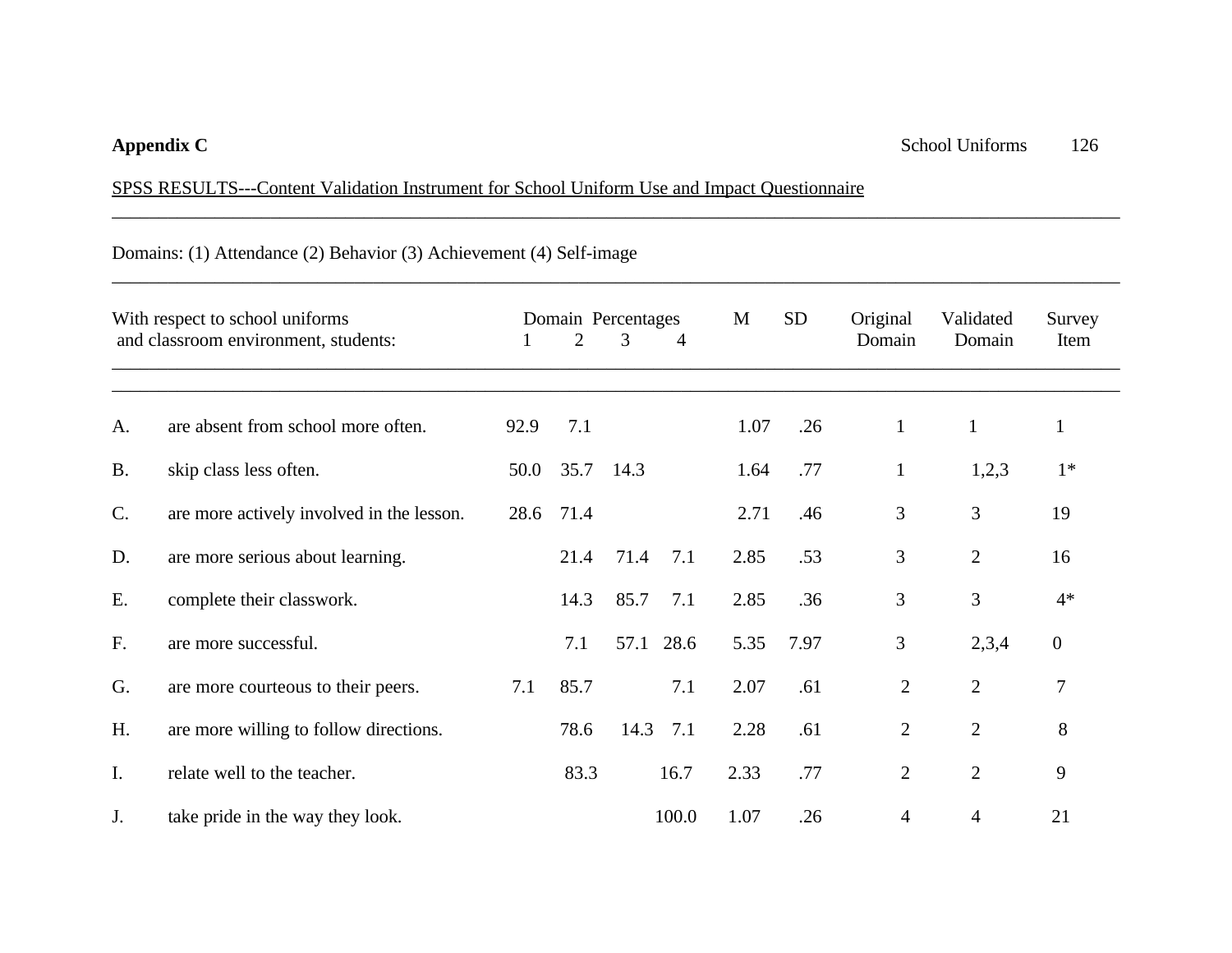**Appendix C**

SPSS RESULTS---Content Validation Instrument for School Uniform Use and Impact Questionnaire

Domains: (1) Attendance (2) Behavior (3) Achievement (4) Self-image

| | With respect to school uniforms and classroom environment, students: | Domain Percentages 1 | 2 | 3 | 4 | M | SD | Original Domain | Validated Domain | Survey Item |
|---|---|---|---|---|---|---|---|---|---|---|
| A. | are absent from school more often. | 92.9 | 7.1 | | | 1.07 | .26 | 1 | 1 | 1 |
| B. | skip class less often. | 50.0 | 35.7 | 14.3 | | 1.64 | .77 | 1 | 1,2,3 | 1* |
| C. | are more actively involved in the lesson. | 28.6 | 71.4 | | | 2.71 | .46 | 3 | 3 | 19 |
| D. | are more serious about learning. | | 21.4 | 71.4 | 7.1 | 2.85 | .53 | 3 | 2 | 16 |
| E. | complete their classwork. | | 14.3 | 85.7 | 7.1 | 2.85 | .36 | 3 | 3 | 4* |
| F. | are more successful. | | 7.1 | 57.1 | 28.6 | 5.35 | 7.97 | 3 | 2,3,4 | 0 |
| G. | are more courteous to their peers. | 7.1 | 85.7 | | 7.1 | 2.07 | .61 | 2 | 2 | 7 |
| H. | are more willing to follow directions. | | 78.6 | 14.3 | 7.1 | 2.28 | .61 | 2 | 2 | 8 |
| I. | relate well to the teacher. | | 83.3 | | 16.7 | 2.33 | .77 | 2 | 2 | 9 |
| J. | take pride in the way they look. | | | | 100.0 | 1.07 | .26 | 4 | 4 | 21 |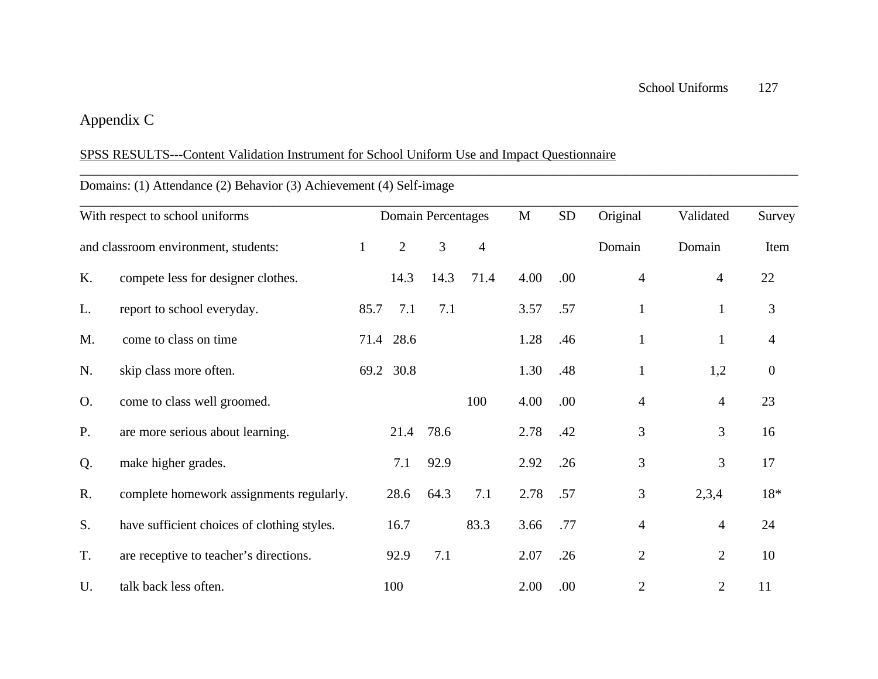## Appendix C

SPSS RESULTS---Content Validation Instrument for School Uniform Use and Impact Questionnaire

Domains: (1) Attendance (2) Behavior (3) Achievement (4) Self-image

| With respect to school uniforms | | Domain Percentages | | | | M | SD | Original | Validated | Survey |
|---|---|---|---|---|---|---|---|---|---|---|
| and classroom environment, students: | | 1 | 2 | 3 | 4 | | | Domain | Domain | Item |
| K. | compete less for designer clothes. | | 14.3 | 14.3 | 71.4 | 4.00 | .00 | 4 | 4 | 22 |
| L. | report to school everyday. | 85.7 | 7.1 | 7.1 | | 3.57 | .57 | 1 | 1 | 3 |
| M. | come to class on time | 71.4 | 28.6 | | | 1.28 | .46 | 1 | 1 | 4 |
| N. | skip class more often. | 69.2 | 30.8 | | | 1.30 | .48 | 1 | 1,2 | 0 |
| O. | come to class well groomed. | | | | 100 | 4.00 | .00 | 4 | 4 | 23 |
| P. | are more serious about learning. | | 21.4 | 78.6 | | 2.78 | .42 | 3 | 3 | 16 |
| Q. | make higher grades. | | 7.1 | 92.9 | | 2.92 | .26 | 3 | 3 | 17 |
| R. | complete homework assignments regularly. | | 28.6 | 64.3 | 7.1 | 2.78 | .57 | 3 | 2,3,4 | 18* |
| S. | have sufficient choices of clothing styles. | | 16.7 | | 83.3 | 3.66 | .77 | 4 | 4 | 24 |
| T. | are receptive to teacher's directions. | | 92.9 | 7.1 | | 2.07 | .26 | 2 | 2 | 10 |
| U. | talk back less often. | | 100 | | | 2.00 | .00 | 2 | 2 | 11 |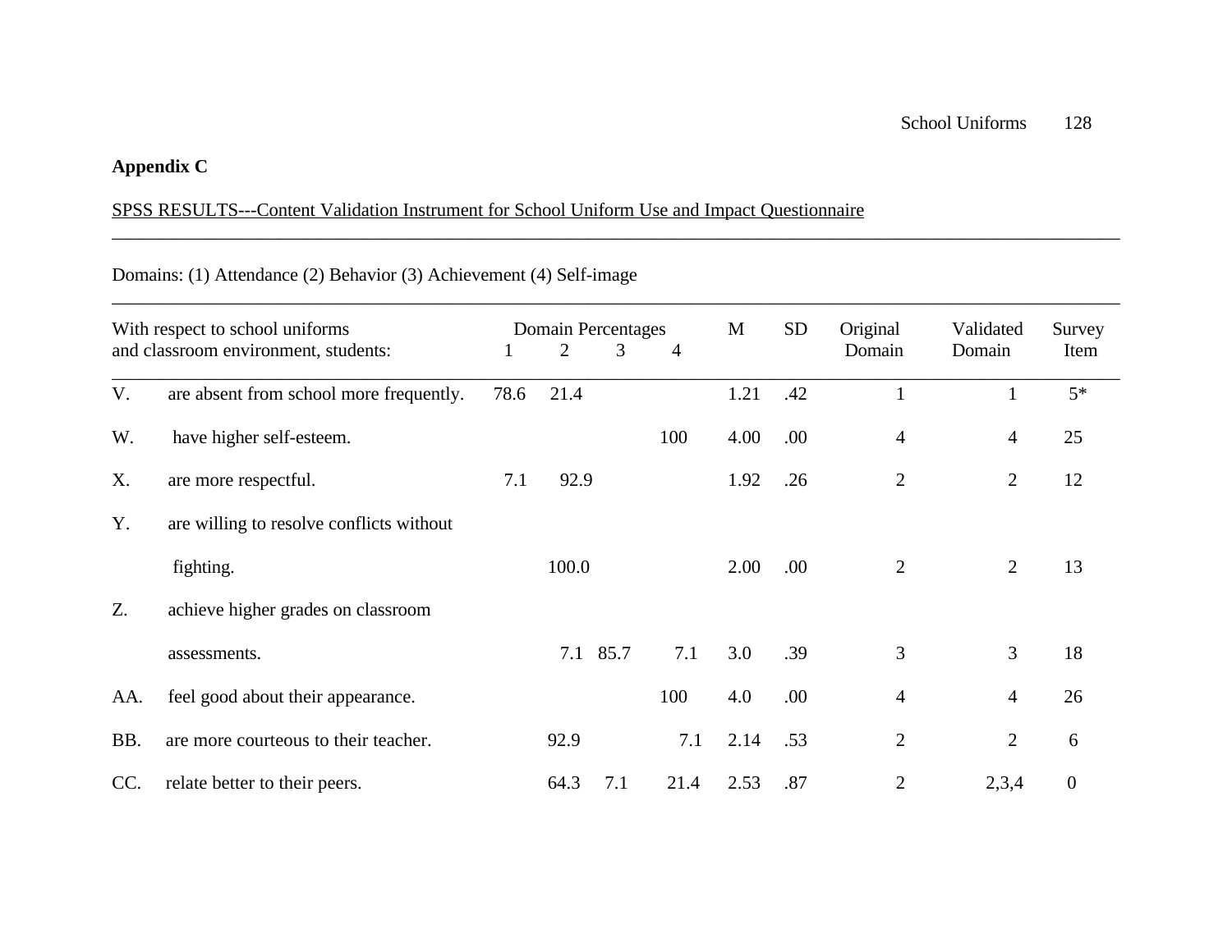## Appendix C

SPSS RESULTS---Content Validation Instrument for School Uniform Use and Impact Questionnaire

Domains: (1) Attendance (2) Behavior (3) Achievement (4) Self-image

| With respect to school uniforms and classroom environment, students: | Domain Percentages | | | | M | SD | Original Domain | Validated Domain | Survey Item |
|---|---|---|---|---|---|---|---|---|---|
| | 1 | 2 | 3 | 4 | | | | | |
| V. are absent from school more frequently. | 78.6 | 21.4 | | | 1.21 | .42 | 1 | 1 | 5* |
| W. have higher self-esteem. | | | | 100 | 4.00 | .00 | 4 | 4 | 25 |
| X. are more respectful. | 7.1 | 92.9 | | | 1.92 | .26 | 2 | 2 | 12 |
| Y. are willing to resolve conflicts without fighting. | | 100.0 | | | 2.00 | .00 | 2 | 2 | 13 |
| Z. achieve higher grades on classroom assessments. | | 7.1 | 85.7 | 7.1 | 3.0 | .39 | 3 | 3 | 18 |
| AA. feel good about their appearance. | | | | 100 | 4.0 | .00 | 4 | 4 | 26 |
| BB. are more courteous to their teacher. | | 92.9 | | 7.1 | 2.14 | .53 | 2 | 2 | 6 |
| CC. relate better to their peers. | | 64.3 | 7.1 | 21.4 | 2.53 | .87 | 2 | 2,3,4 | 0 |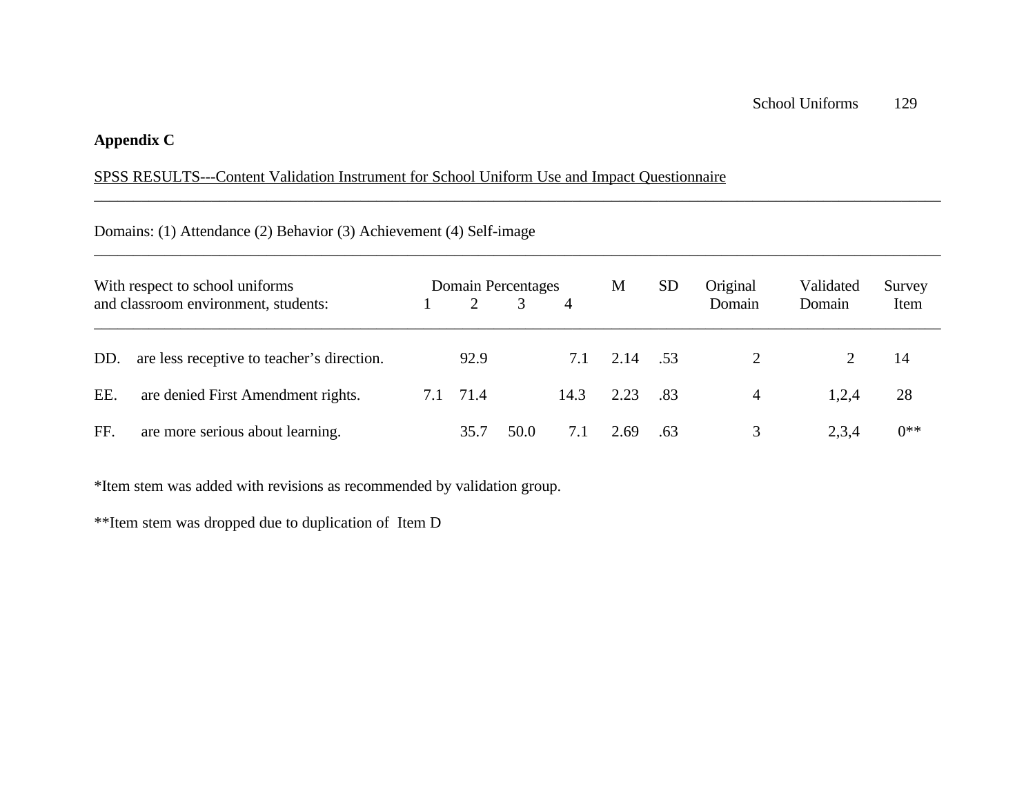## Appendix C

SPSS RESULTS---Content Validation Instrument for School Uniform Use and Impact Questionnaire

Domains: (1) Attendance (2) Behavior (3) Achievement (4) Self-image

| With respect to school uniforms and classroom environment, students: | Domain Percentages 1 | 2 | 3 | 4 | M | SD | Original Domain | Validated Domain | Survey Item |
|---|---|---|---|---|---|---|---|---|---|
| DD. are less receptive to teacher's direction. | | 92.9 | | 7.1 | 2.14 | .53 | 2 | 2 | 14 |
| EE. are denied First Amendment rights. | 7.1 | 71.4 | | 14.3 | 2.23 | .83 | 4 | 1,2,4 | 28 |
| FF. are more serious about learning. | | 35.7 | 50.0 | 7.1 | 2.69 | .63 | 3 | 2,3,4 | 0** |

*Item stem was added with revisions as recommended by validation group.

**Item stem was dropped due to duplication of Item D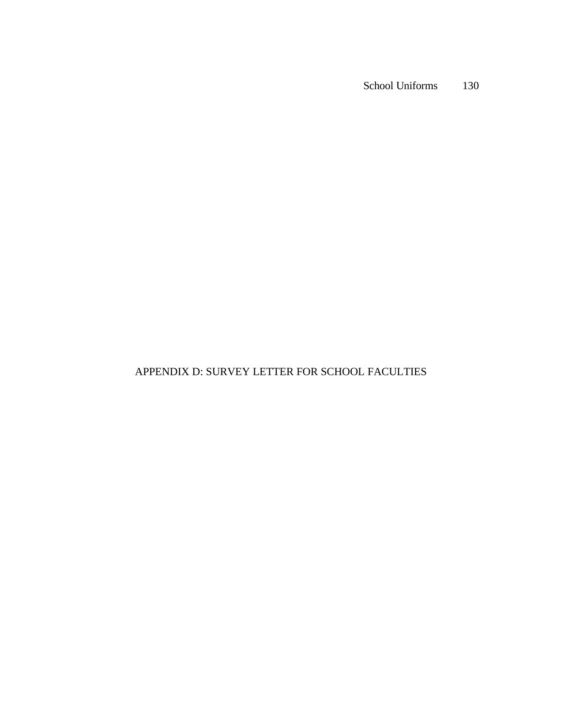# APPENDIX D: SURVEY LETTER FOR SCHOOL FACULTIES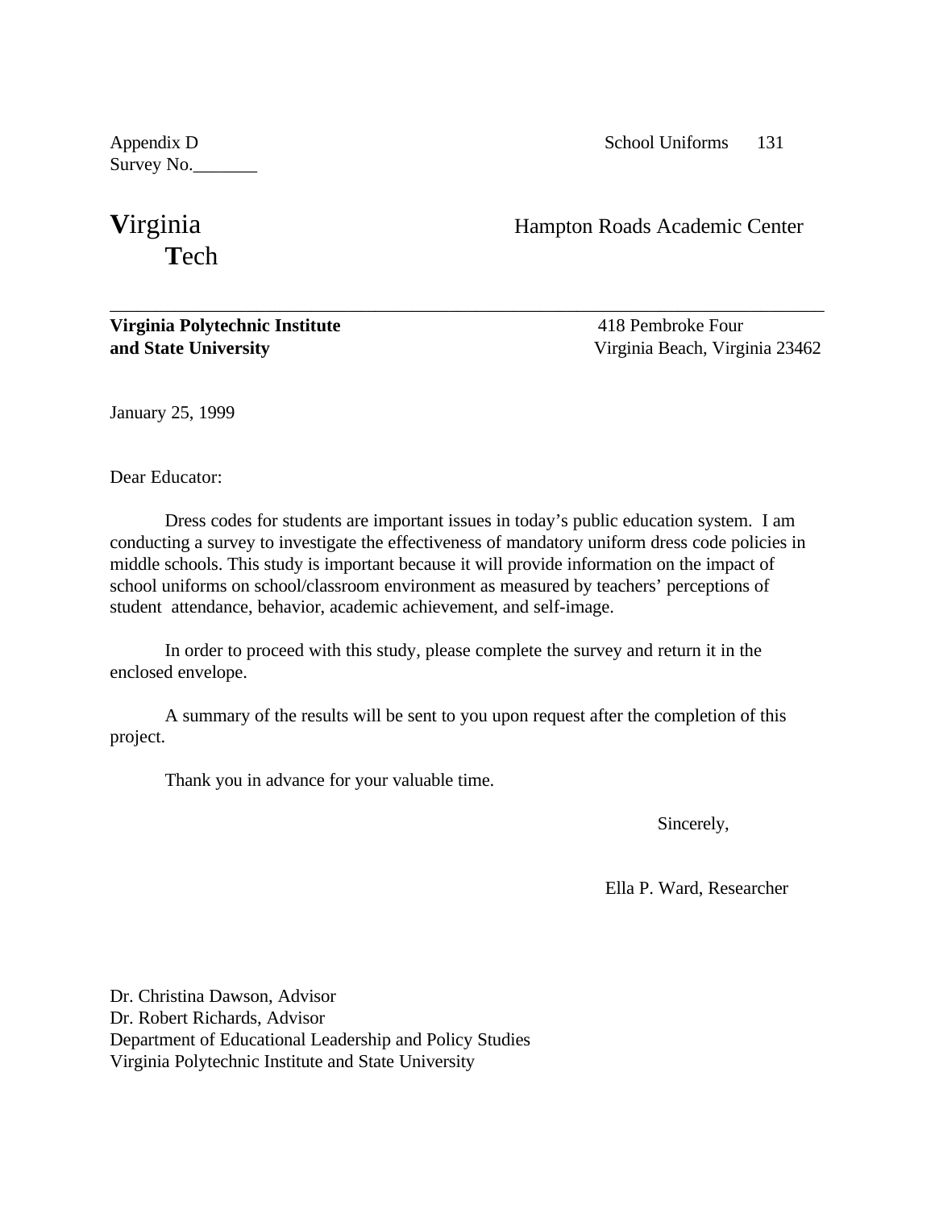Appendix D

Survey No._______

**V**irginia
**T**ech

Hampton Roads Academic Center

---

**Virginia Polytechnic Institute**
**and State University**

418 Pembroke Four
Virginia Beach, Virginia 23462

January 25, 1999

Dear Educator:

Dress codes for students are important issues in today's public education system. I am conducting a survey to investigate the effectiveness of mandatory uniform dress code policies in middle schools. This study is important because it will provide information on the impact of school uniforms on school/classroom environment as measured by teachers' perceptions of student attendance, behavior, academic achievement, and self-image.

In order to proceed with this study, please complete the survey and return it in the enclosed envelope.

A summary of the results will be sent to you upon request after the completion of this project.

Thank you in advance for your valuable time.

Sincerely,

Ella P. Ward, Researcher

Dr. Christina Dawson, Advisor
Dr. Robert Richards, Advisor
Department of Educational Leadership and Policy Studies
Virginia Polytechnic Institute and State University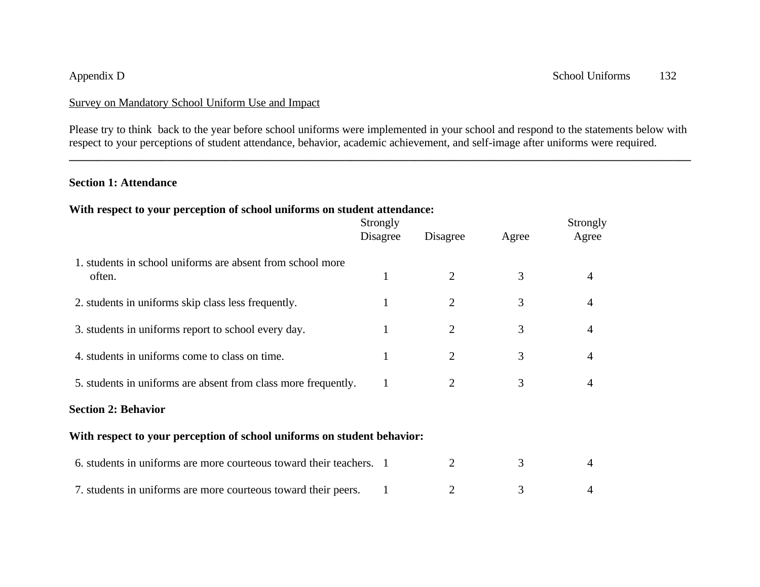Appendix D

Survey on Mandatory School Uniform Use and Impact

Please try to think back to the year before school uniforms were implemented in your school and respond to the statements below with respect to your perceptions of student attendance, behavior, academic achievement, and self-image after uniforms were required.

---

**Section 1: Attendance**

**With respect to your perception of school uniforms on student attendance:**

| | Strongly Disagree | Disagree | Agree | Strongly Agree |
|---|---|---|---|---|
| 1. students in school uniforms are absent from school more often. | 1 | 2 | 3 | 4 |
| 2. students in uniforms skip class less frequently. | 1 | 2 | 3 | 4 |
| 3. students in uniforms report to school every day. | 1 | 2 | 3 | 4 |
| 4. students in uniforms come to class on time. | 1 | 2 | 3 | 4 |
| 5. students in uniforms are absent from class more frequently. | 1 | 2 | 3 | 4 |

**Section 2: Behavior**

**With respect to your perception of school uniforms on student behavior:**

| | Strongly Disagree | Disagree | Agree | Strongly Agree |
|---|---|---|---|---|
| 6. students in uniforms are more courteous toward their teachers. | 1 | 2 | 3 | 4 |
| 7. students in uniforms are more courteous toward their peers. | 1 | 2 | 3 | 4 |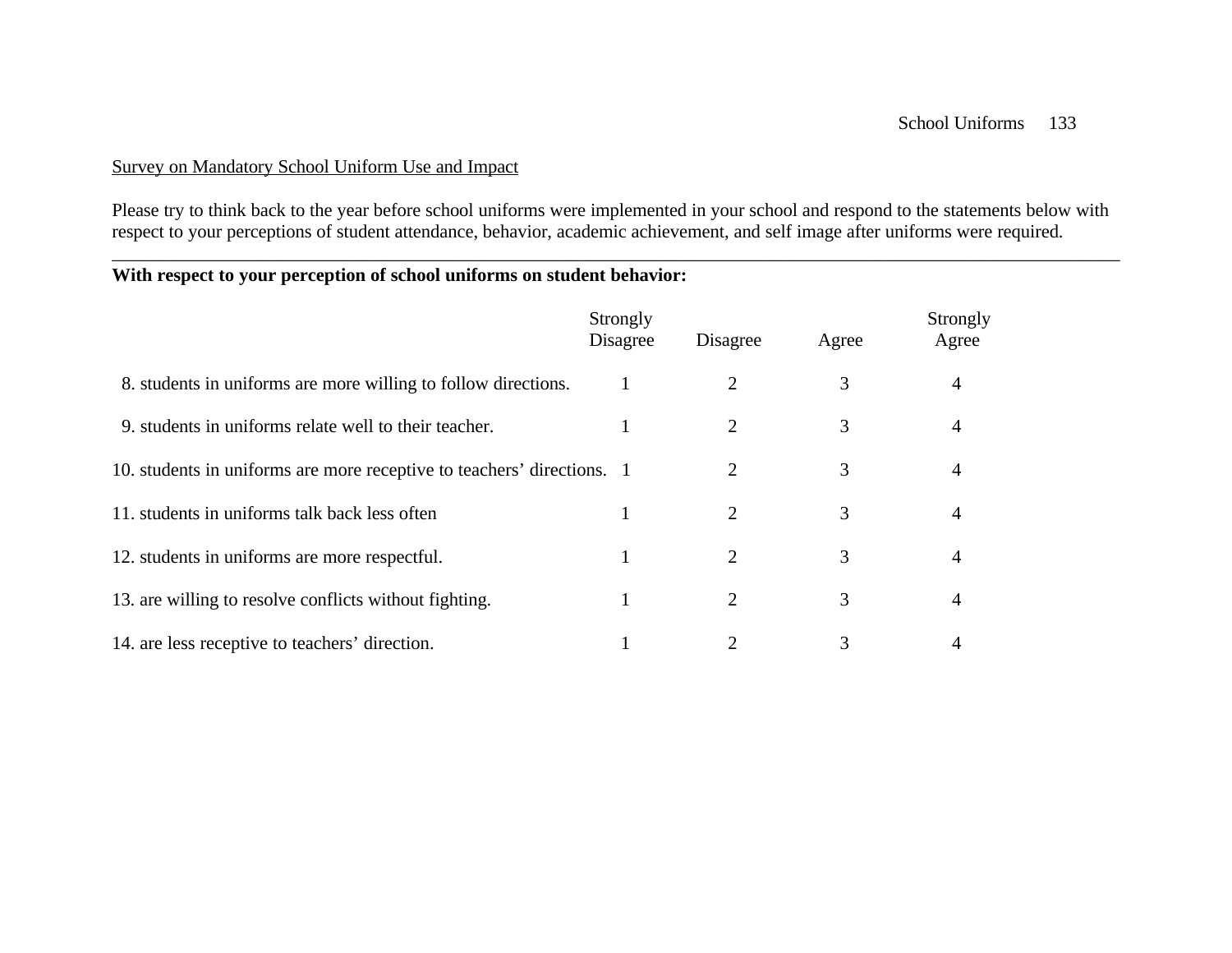Survey on Mandatory School Uniform Use and Impact

Please try to think back to the year before school uniforms were implemented in your school and respond to the statements below with respect to your perceptions of student attendance, behavior, academic achievement, and self image after uniforms were required.

---

**With respect to your perception of school uniforms on student behavior:**

| | Strongly Disagree | Disagree | Agree | Strongly Agree |
|---|---|---|---|---|
| 8. students in uniforms are more willing to follow directions. | 1 | 2 | 3 | 4 |
| 9. students in uniforms relate well to their teacher. | 1 | 2 | 3 | 4 |
| 10. students in uniforms are more receptive to teachers' directions. | 1 | 2 | 3 | 4 |
| 11. students in uniforms talk back less often | 1 | 2 | 3 | 4 |
| 12. students in uniforms are more respectful. | 1 | 2 | 3 | 4 |
| 13. are willing to resolve conflicts without fighting. | 1 | 2 | 3 | 4 |
| 14. are less receptive to teachers' direction. | 1 | 2 | 3 | 4 |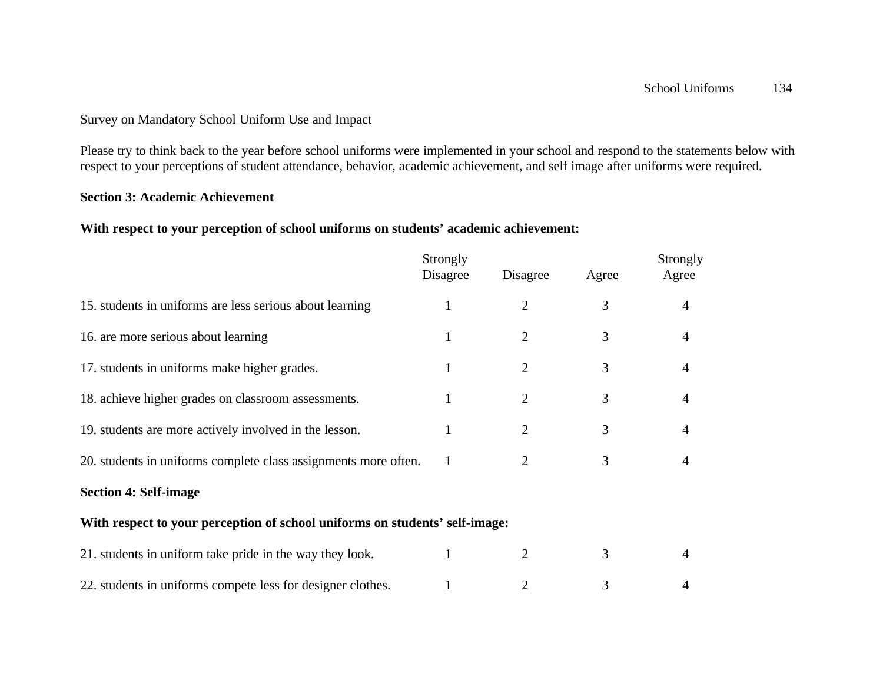Survey on Mandatory School Uniform Use and Impact

Please try to think back to the year before school uniforms were implemented in your school and respond to the statements below with respect to your perceptions of student attendance, behavior, academic achievement, and self image after uniforms were required.

**Section 3: Academic Achievement**

**With respect to your perception of school uniforms on students' academic achievement:**

| | Strongly Disagree | Disagree | Agree | Strongly Agree |
|---|---|---|---|---|
| 15. students in uniforms are less serious about learning | 1 | 2 | 3 | 4 |
| 16. are more serious about learning | 1 | 2 | 3 | 4 |
| 17. students in uniforms make higher grades. | 1 | 2 | 3 | 4 |
| 18. achieve higher grades on classroom assessments. | 1 | 2 | 3 | 4 |
| 19. students are more actively involved in the lesson. | 1 | 2 | 3 | 4 |
| 20. students in uniforms complete class assignments more often. | 1 | 2 | 3 | 4 |

**Section 4: Self-image**

**With respect to your perception of school uniforms on students' self-image:**

| | Strongly Disagree | Disagree | Agree | Strongly Agree |
|---|---|---|---|---|
| 21. students in uniform take pride in the way they look. | 1 | 2 | 3 | 4 |
| 22. students in uniforms compete less for designer clothes. | 1 | 2 | 3 | 4 |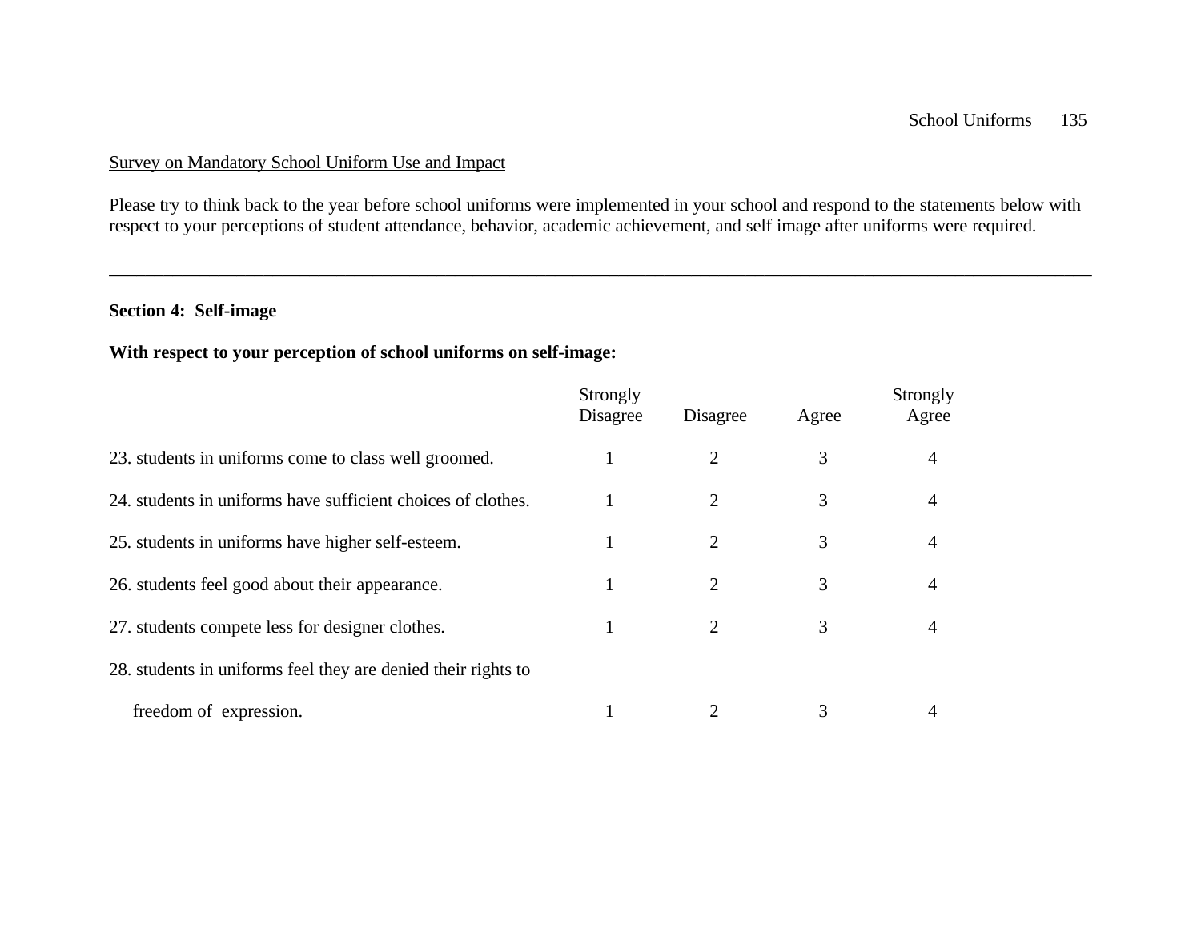Survey on Mandatory School Uniform Use and Impact

Please try to think back to the year before school uniforms were implemented in your school and respond to the statements below with respect to your perceptions of student attendance, behavior, academic achievement, and self image after uniforms were required.

---

**Section 4: Self-image**

**With respect to your perception of school uniforms on self-image:**

| | Strongly Disagree | Disagree | Agree | Strongly Agree |
|---|---|---|---|---|
| 23. students in uniforms come to class well groomed. | 1 | 2 | 3 | 4 |
| 24. students in uniforms have sufficient choices of clothes. | 1 | 2 | 3 | 4 |
| 25. students in uniforms have higher self-esteem. | 1 | 2 | 3 | 4 |
| 26. students feel good about their appearance. | 1 | 2 | 3 | 4 |
| 27. students compete less for designer clothes. | 1 | 2 | 3 | 4 |
| 28. students in uniforms feel they are denied their rights to freedom of expression. | 1 | 2 | 3 | 4 |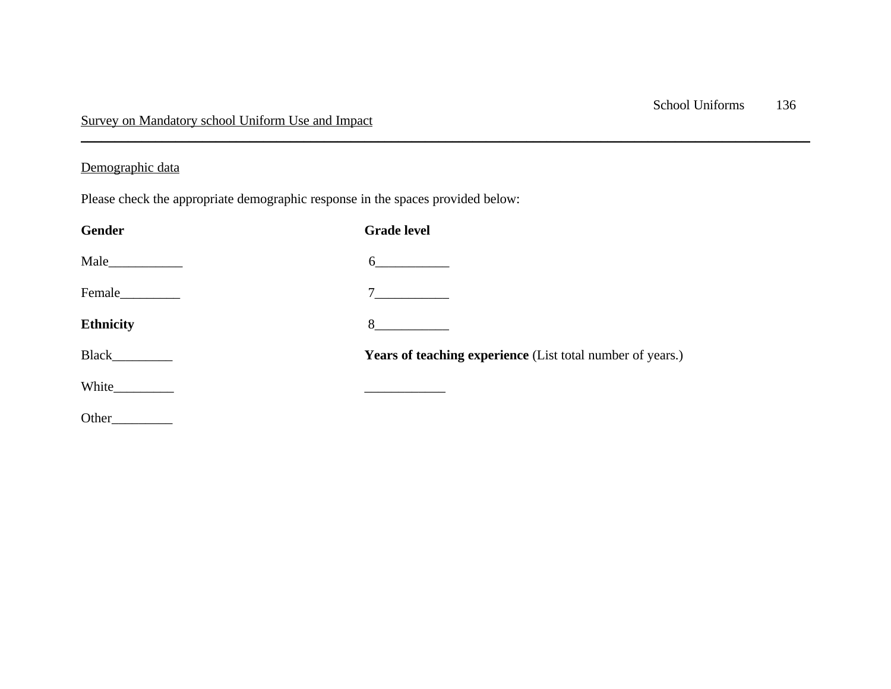Survey on Mandatory school Uniform Use and Impact

---

Demographic data

Please check the appropriate demographic response in the spaces provided below:

**Gender**

Male___________

Female_________

**Ethnicity**

Black_________

White_________

Other_________

**Grade level**

6___________

7___________

8___________

**Years of teaching experience** (List total number of years.)

____________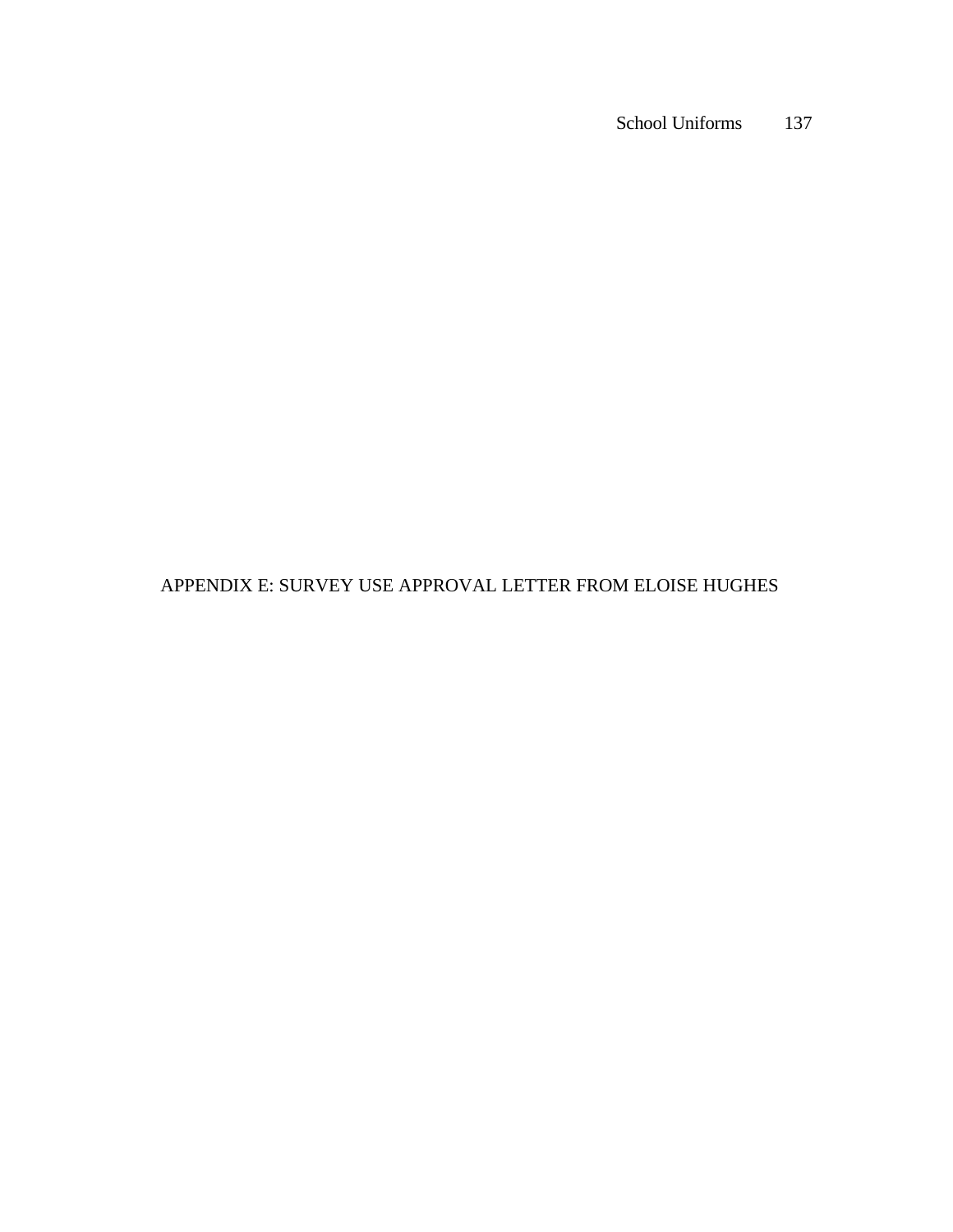# APPENDIX E: SURVEY USE APPROVAL LETTER FROM ELOISE HUGHES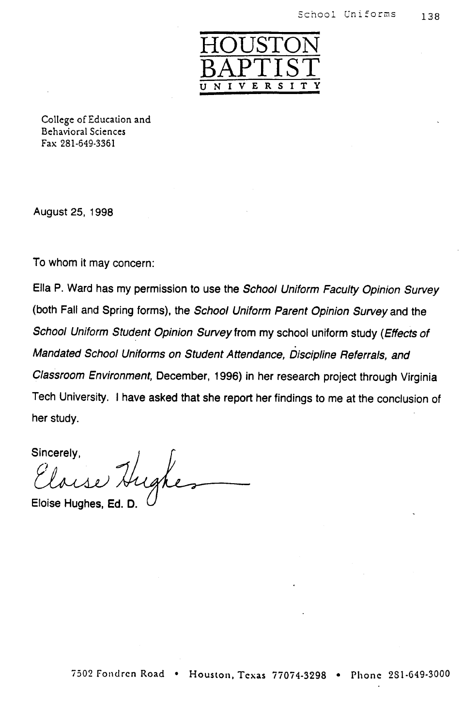HOUSTON BAPTIST UNIVERSITY

College of Education and
Behavioral Sciences
Fax 281-649-3361

August 25, 1998

To whom it may concern:

Ella P. Ward has my permission to use the *School Uniform Faculty Opinion Survey* (both Fall and Spring forms), the *School Uniform Parent Opinion Survey* and the *School Uniform Student Opinion Survey* from my school uniform study (*Effects of Mandated School Uniforms on Student Attendance, Discipline Referrals, and Classroom Environment*, December, 1996) in her research project through Virginia Tech University. I have asked that she report her findings to me at the conclusion of her study.

Sincerely,

Eloise Hughes

Eloise Hughes, Ed. D.

7502 Fondren Road • Houston, Texas 77074-3298 • Phone 281-649-3000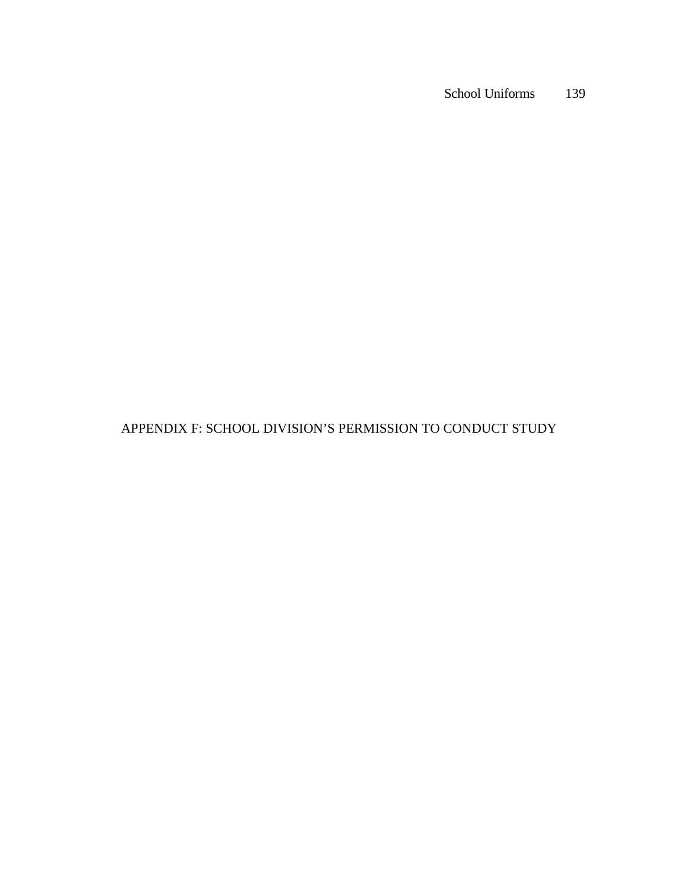# APPENDIX F: SCHOOL DIVISION'S PERMISSION TO CONDUCT STUDY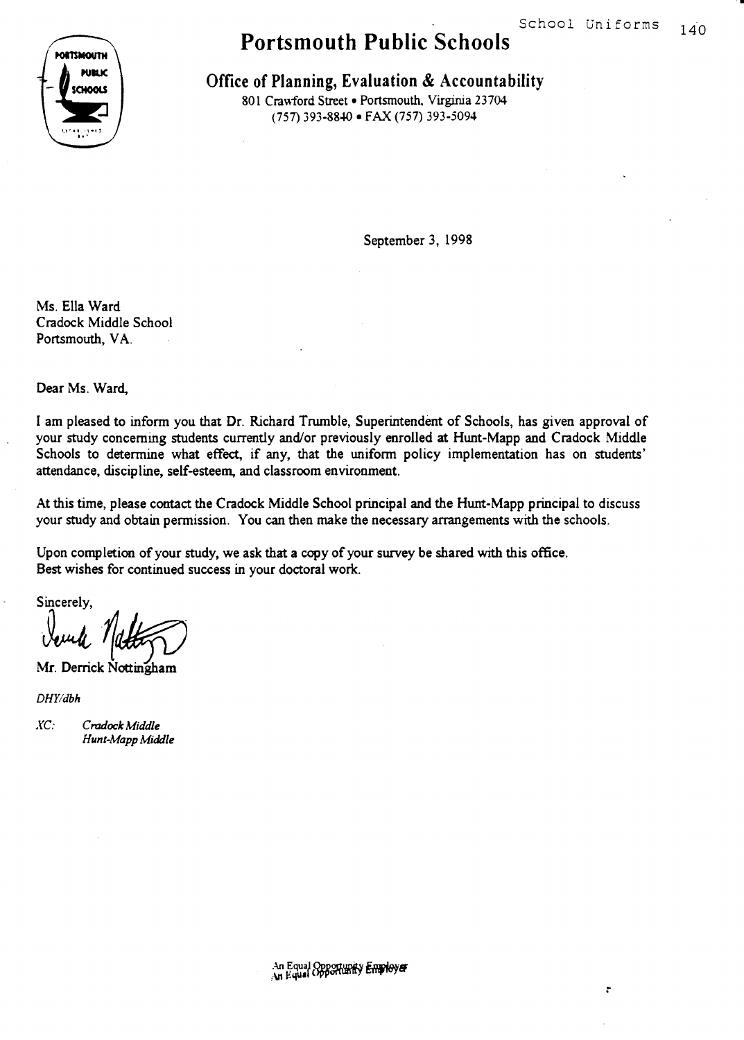# Portsmouth Public Schools

## Office of Planning, Evaluation & Accountability

801 Crawford Street • Portsmouth, Virginia 23704
(757) 393-8840 • FAX (757) 393-5094

September 3, 1998

Ms. Ella Ward
Cradock Middle School
Portsmouth, VA.

Dear Ms. Ward,

I am pleased to inform you that Dr. Richard Trumble, Superintendent of Schools, has given approval of your study concerning students currently and/or previously enrolled at Hunt-Mapp and Cradock Middle Schools to determine what effect, if any, that the uniform policy implementation has on students' attendance, discipline, self-esteem, and classroom environment.

At this time, please contact the Cradock Middle School principal and the Hunt-Mapp principal to discuss your study and obtain permission. You can then make the necessary arrangements with the schools.

Upon completion of your study, we ask that a copy of your survey be shared with this office.
Best wishes for continued success in your doctoral work.

Sincerely,

Mr. Derrick Nottingham

*DHY/dbh*

*XC: Cradock Middle*
*Hunt-Mapp Middle*

An Equal Opportunity Employer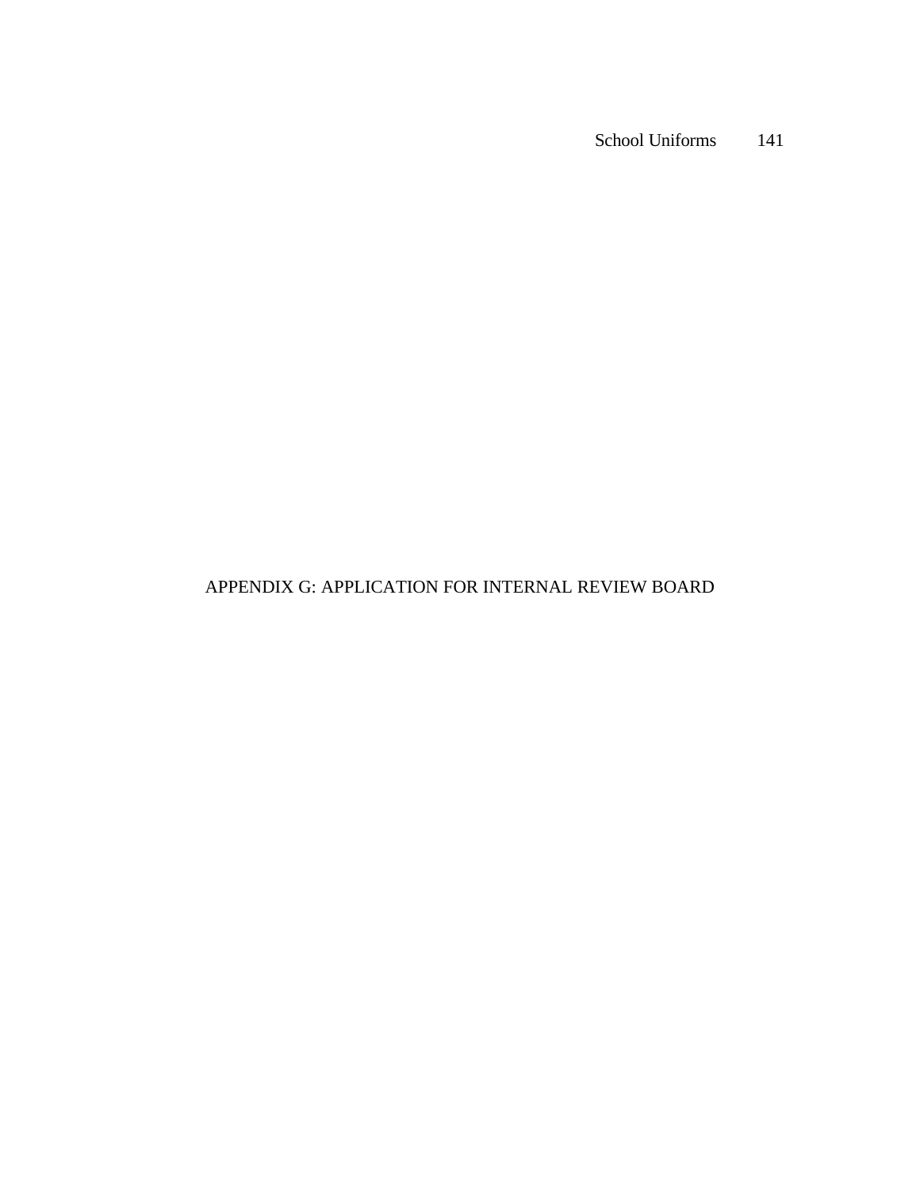# APPENDIX G: APPLICATION FOR INTERNAL REVIEW BOARD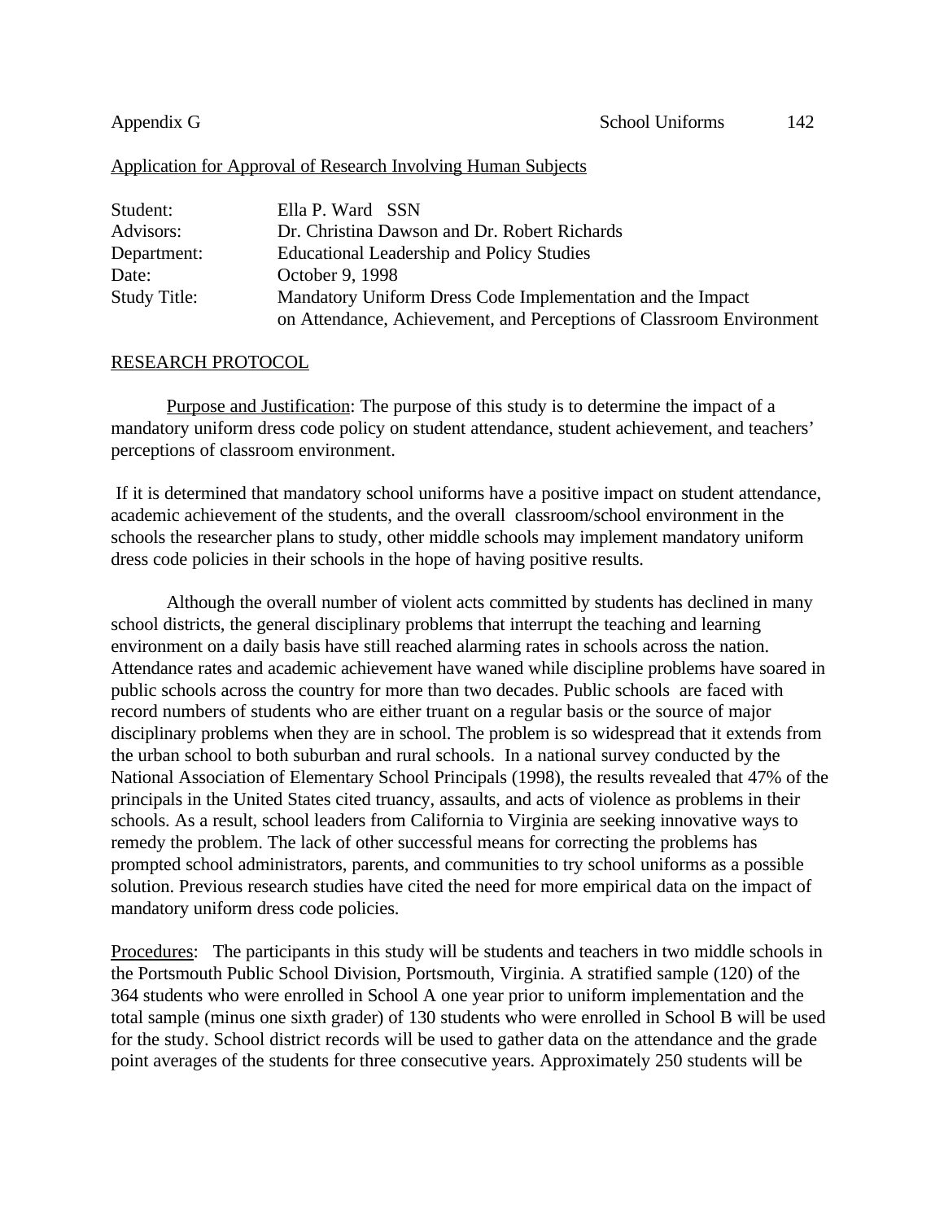Appendix G

Application for Approval of Research Involving Human Subjects

| | |
|---|---|
| Student: | Ella P. Ward SSN |
| Advisors: | Dr. Christina Dawson and Dr. Robert Richards |
| Department: | Educational Leadership and Policy Studies |
| Date: | October 9, 1998 |
| Study Title: | Mandatory Uniform Dress Code Implementation and the Impact on Attendance, Achievement, and Perceptions of Classroom Environment |

RESEARCH PROTOCOL

Purpose and Justification: The purpose of this study is to determine the impact of a mandatory uniform dress code policy on student attendance, student achievement, and teachers' perceptions of classroom environment.

If it is determined that mandatory school uniforms have a positive impact on student attendance, academic achievement of the students, and the overall classroom/school environment in the schools the researcher plans to study, other middle schools may implement mandatory uniform dress code policies in their schools in the hope of having positive results.

Although the overall number of violent acts committed by students has declined in many school districts, the general disciplinary problems that interrupt the teaching and learning environment on a daily basis have still reached alarming rates in schools across the nation. Attendance rates and academic achievement have waned while discipline problems have soared in public schools across the country for more than two decades. Public schools are faced with record numbers of students who are either truant on a regular basis or the source of major disciplinary problems when they are in school. The problem is so widespread that it extends from the urban school to both suburban and rural schools. In a national survey conducted by the National Association of Elementary School Principals (1998), the results revealed that 47% of the principals in the United States cited truancy, assaults, and acts of violence as problems in their schools. As a result, school leaders from California to Virginia are seeking innovative ways to remedy the problem. The lack of other successful means for correcting the problems has prompted school administrators, parents, and communities to try school uniforms as a possible solution. Previous research studies have cited the need for more empirical data on the impact of mandatory uniform dress code policies.

Procedures: The participants in this study will be students and teachers in two middle schools in the Portsmouth Public School Division, Portsmouth, Virginia. A stratified sample (120) of the 364 students who were enrolled in School A one year prior to uniform implementation and the total sample (minus one sixth grader) of 130 students who were enrolled in School B will be used for the study. School district records will be used to gather data on the attendance and the grade point averages of the students for three consecutive years. Approximately 250 students will be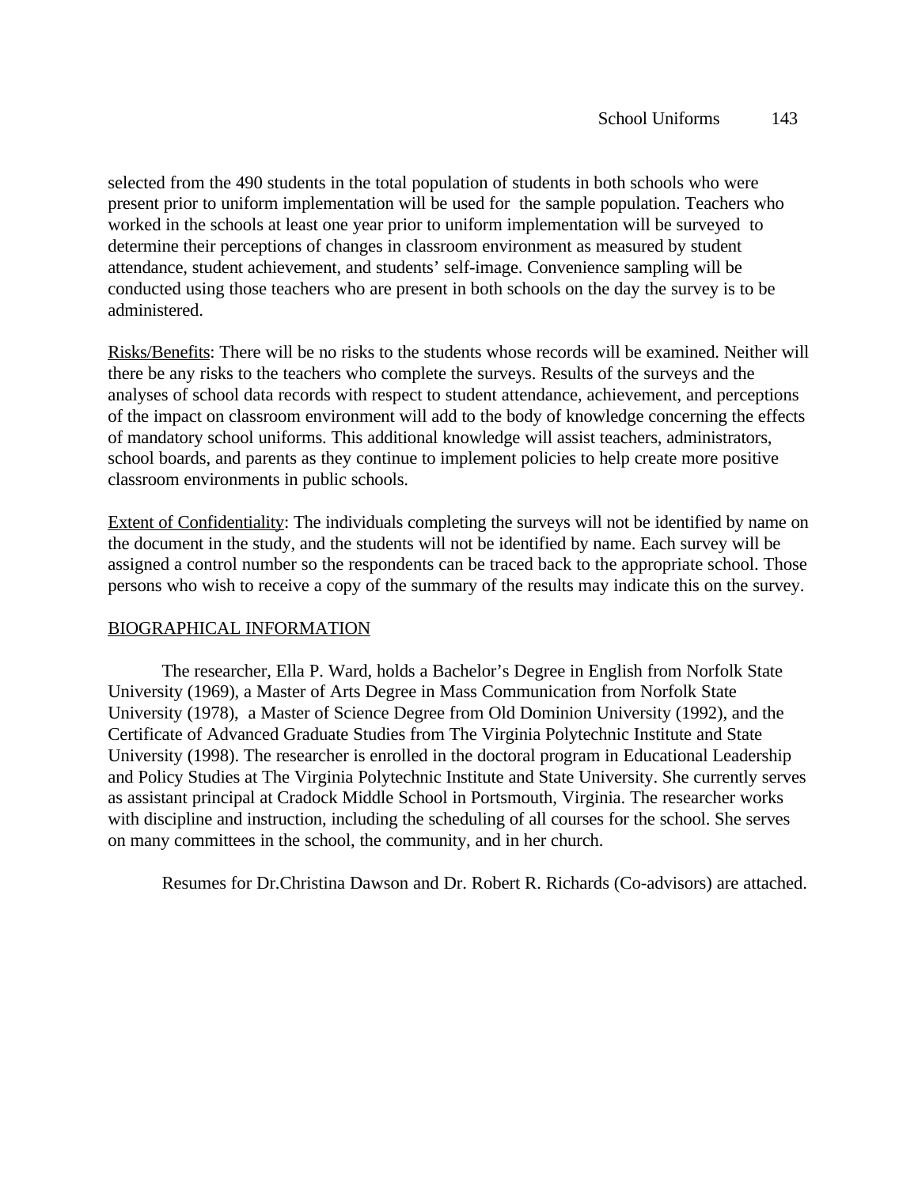selected from the 490 students in the total population of students in both schools who were present prior to uniform implementation will be used for the sample population. Teachers who worked in the schools at least one year prior to uniform implementation will be surveyed to determine their perceptions of changes in classroom environment as measured by student attendance, student achievement, and students' self-image. Convenience sampling will be conducted using those teachers who are present in both schools on the day the survey is to be administered.

Risks/Benefits: There will be no risks to the students whose records will be examined. Neither will there be any risks to the teachers who complete the surveys. Results of the surveys and the analyses of school data records with respect to student attendance, achievement, and perceptions of the impact on classroom environment will add to the body of knowledge concerning the effects of mandatory school uniforms. This additional knowledge will assist teachers, administrators, school boards, and parents as they continue to implement policies to help create more positive classroom environments in public schools.

Extent of Confidentiality: The individuals completing the surveys will not be identified by name on the document in the study, and the students will not be identified by name. Each survey will be assigned a control number so the respondents can be traced back to the appropriate school. Those persons who wish to receive a copy of the summary of the results may indicate this on the survey.

## BIOGRAPHICAL INFORMATION

The researcher, Ella P. Ward, holds a Bachelor's Degree in English from Norfolk State University (1969), a Master of Arts Degree in Mass Communication from Norfolk State University (1978), a Master of Science Degree from Old Dominion University (1992), and the Certificate of Advanced Graduate Studies from The Virginia Polytechnic Institute and State University (1998). The researcher is enrolled in the doctoral program in Educational Leadership and Policy Studies at The Virginia Polytechnic Institute and State University. She currently serves as assistant principal at Cradock Middle School in Portsmouth, Virginia. The researcher works with discipline and instruction, including the scheduling of all courses for the school. She serves on many committees in the school, the community, and in her church.

Resumes for Dr.Christina Dawson and Dr. Robert R. Richards (Co-advisors) are attached.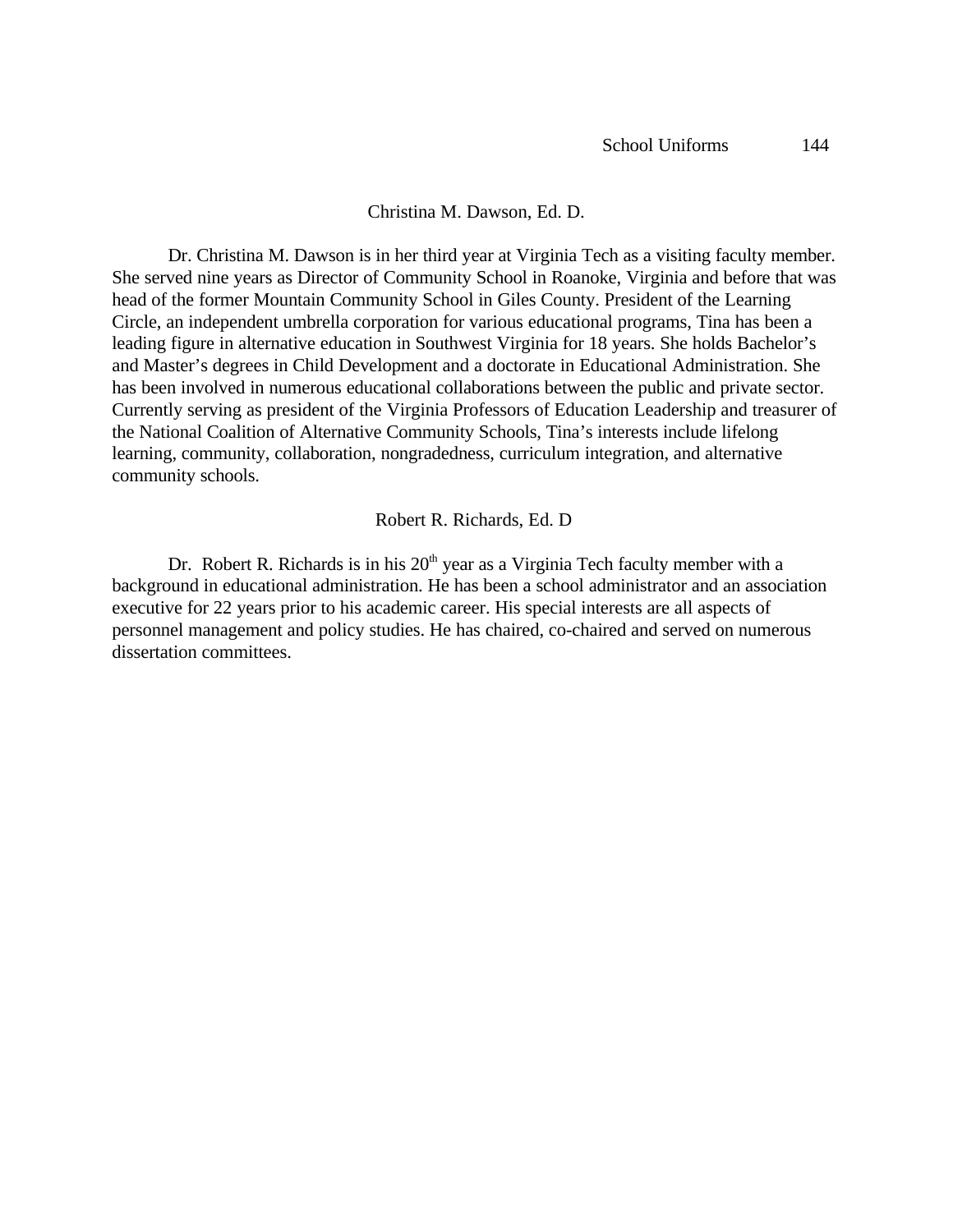## Christina M. Dawson, Ed. D.

Dr. Christina M. Dawson is in her third year at Virginia Tech as a visiting faculty member. She served nine years as Director of Community School in Roanoke, Virginia and before that was head of the former Mountain Community School in Giles County. President of the Learning Circle, an independent umbrella corporation for various educational programs, Tina has been a leading figure in alternative education in Southwest Virginia for 18 years. She holds Bachelor's and Master's degrees in Child Development and a doctorate in Educational Administration. She has been involved in numerous educational collaborations between the public and private sector. Currently serving as president of the Virginia Professors of Education Leadership and treasurer of the National Coalition of Alternative Community Schools, Tina's interests include lifelong learning, community, collaboration, nongradedness, curriculum integration, and alternative community schools.

## Robert R. Richards, Ed. D

Dr. Robert R. Richards is in his 20th year as a Virginia Tech faculty member with a background in educational administration. He has been a school administrator and an association executive for 22 years prior to his academic career. His special interests are all aspects of personnel management and policy studies. He has chaired, co-chaired and served on numerous dissertation committees.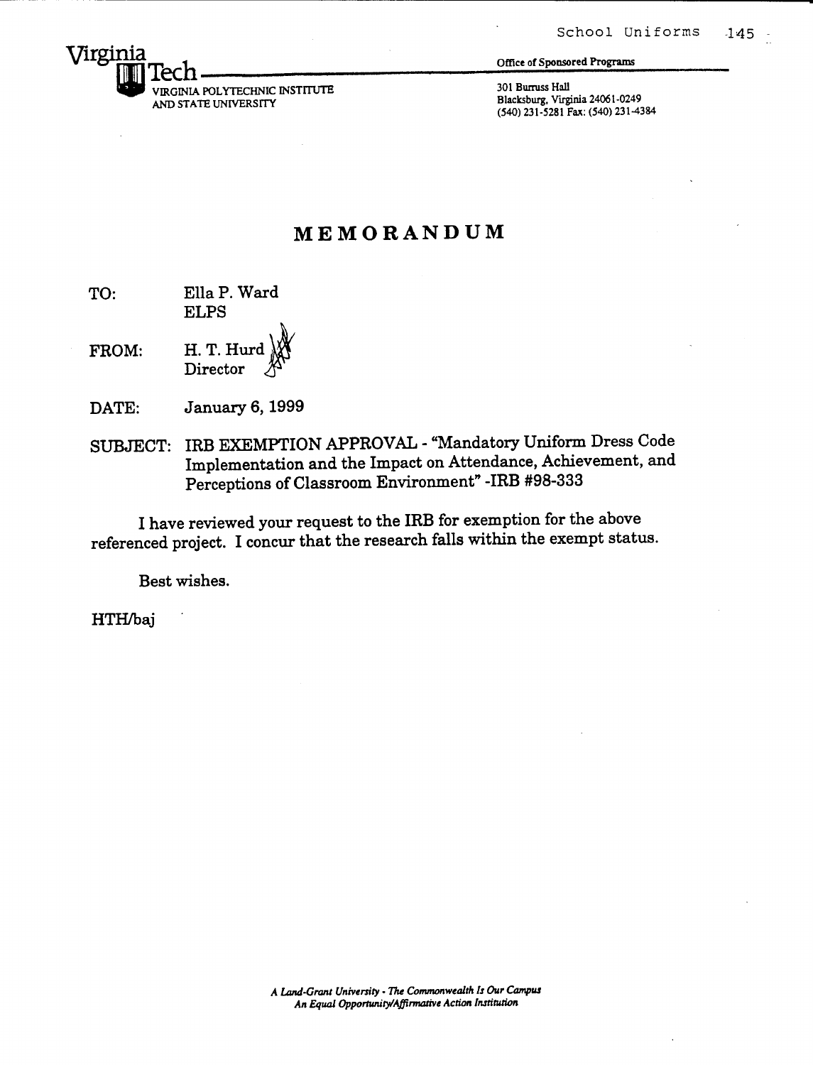Virginia Tech

VIRGINIA POLYTECHNIC INSTITUTE AND STATE UNIVERSITY

Office of Sponsored Programs

301 Burruss Hall
Blacksburg, Virginia 24061-0249
(540) 231-5281 Fax: (540) 231-4384

# MEMORANDUM

TO: Ella P. Ward
ELPS

FROM: H. T. Hurd
Director

DATE: January 6, 1999

SUBJECT: IRB EXEMPTION APPROVAL - "Mandatory Uniform Dress Code Implementation and the Impact on Attendance, Achievement, and Perceptions of Classroom Environment" -IRB #98-333

I have reviewed your request to the IRB for exemption for the above referenced project. I concur that the research falls within the exempt status.

Best wishes.

HTH/baj

*A Land-Grant University - The Commonwealth Is Our Campus*
*An Equal Opportunity/Affirmative Action Institution*